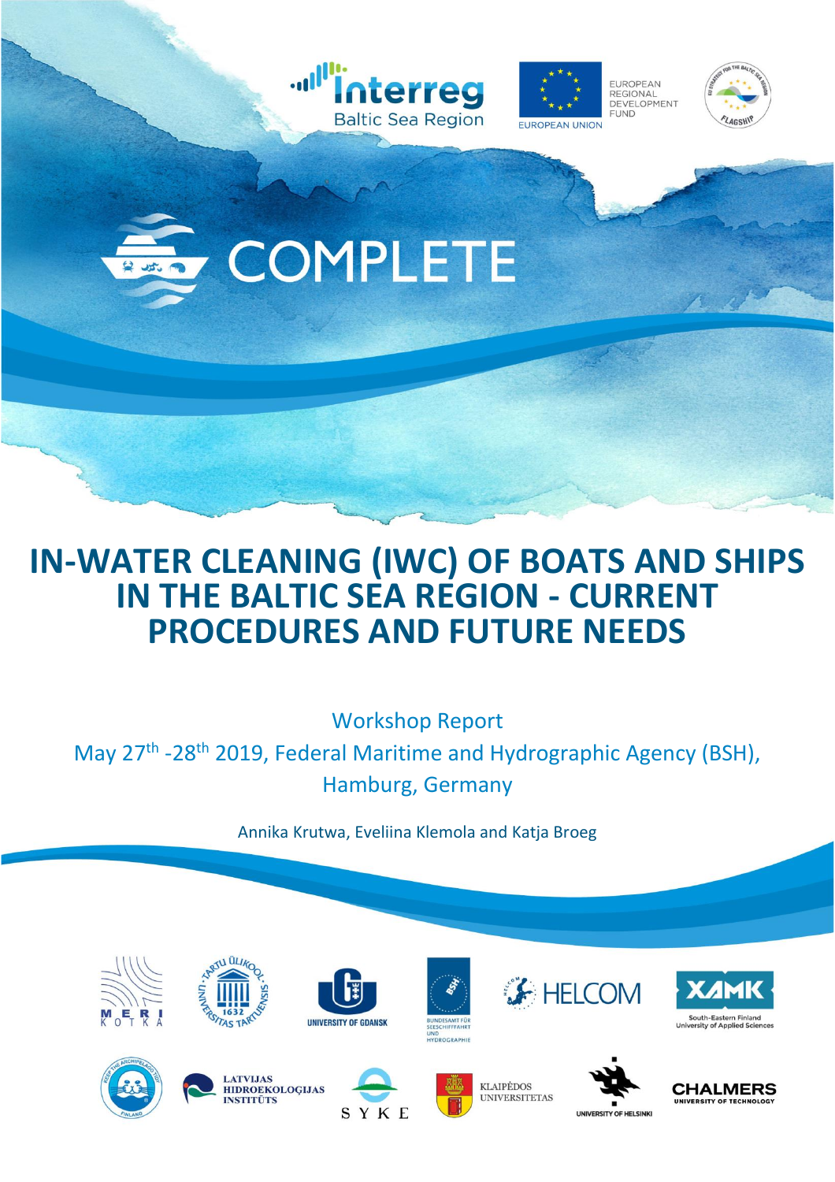Interreg
Baltic Sea Region

EUROPEAN UNION

EUROPEAN REGIONAL DEVELOPMENT FUND

# COMPLETE

# IN-WATER CLEANING (IWC) OF BOATS AND SHIPS IN THE BALTIC SEA REGION - CURRENT PROCEDURES AND FUTURE NEEDS

Workshop Report

May 27th -28th 2019, Federal Maritime and Hydrographic Agency (BSH), Hamburg, Germany

Annika Krutwa, Eveliina Klemola and Katja Broeg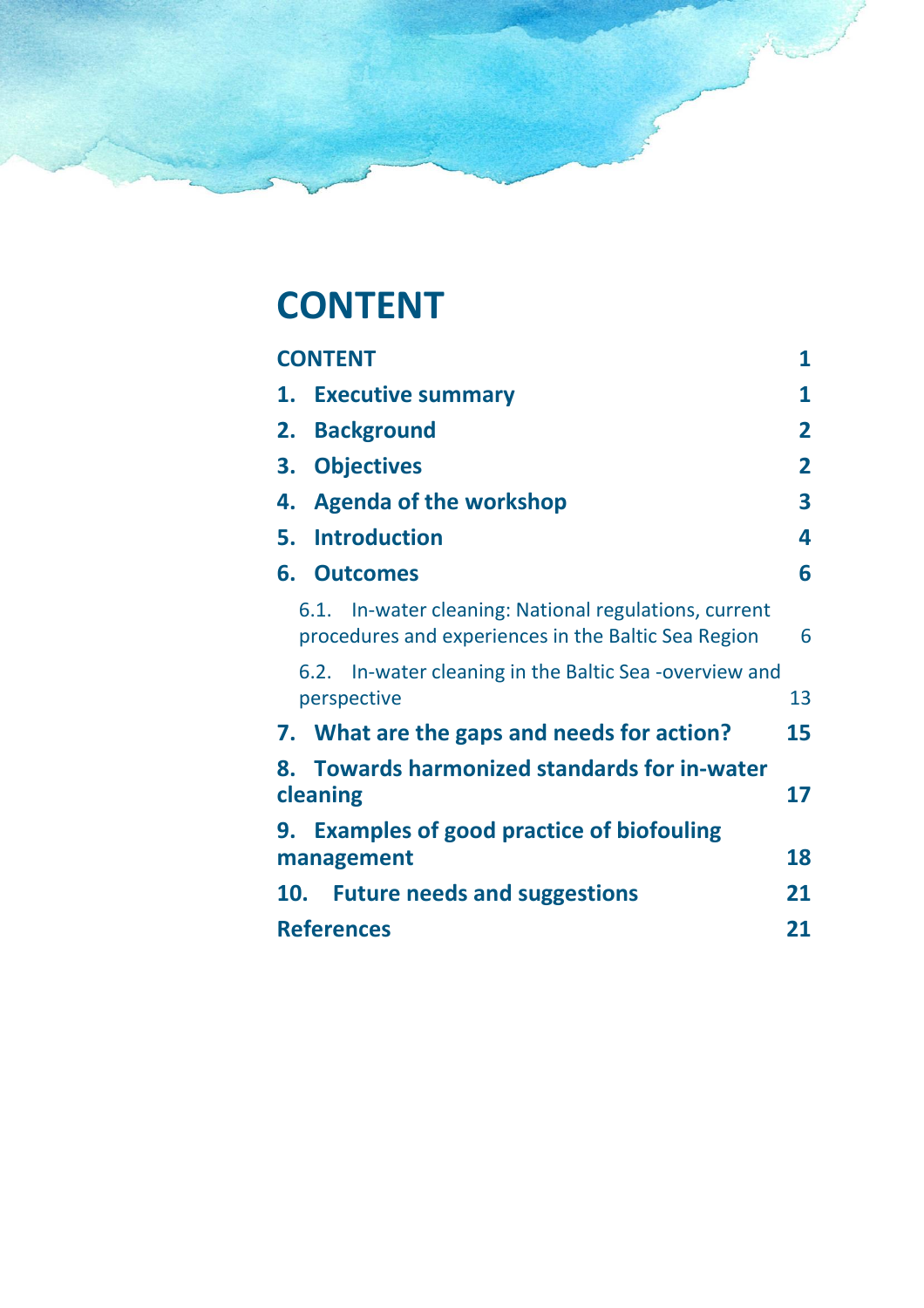# CONTENT

| | |
|---|---|
| **CONTENT** | **1** |
| **1. Executive summary** | **1** |
| **2. Background** | **2** |
| **3. Objectives** | **2** |
| **4. Agenda of the workshop** | **3** |
| **5. Introduction** | **4** |
| **6. Outcomes** | **6** |
| 6.1. In-water cleaning: National regulations, current procedures and experiences in the Baltic Sea Region | 6 |
| 6.2. In-water cleaning in the Baltic Sea -overview and perspective | 13 |
| **7. What are the gaps and needs for action?** | **15** |
| **8. Towards harmonized standards for in-water cleaning** | **17** |
| **9. Examples of good practice of biofouling management** | **18** |
| **10. Future needs and suggestions** | **21** |
| **References** | **21** |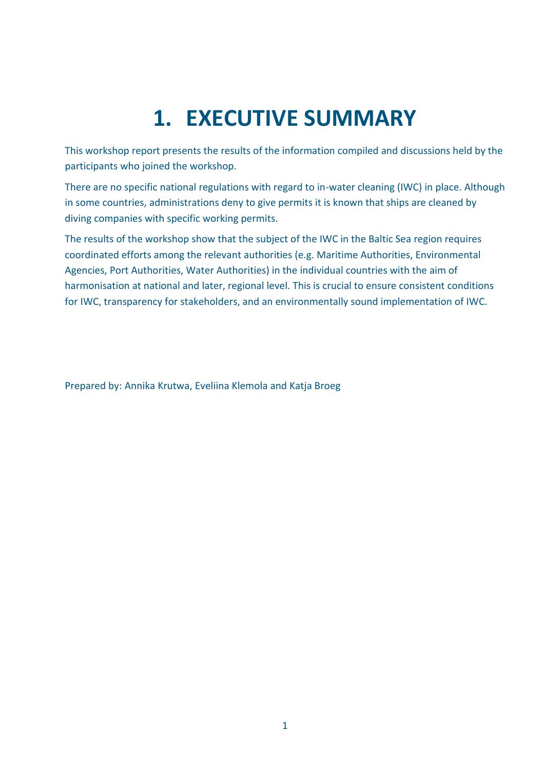# 1. EXECUTIVE SUMMARY

This workshop report presents the results of the information compiled and discussions held by the participants who joined the workshop.

There are no specific national regulations with regard to in-water cleaning (IWC) in place. Although in some countries, administrations deny to give permits it is known that ships are cleaned by diving companies with specific working permits.

The results of the workshop show that the subject of the IWC in the Baltic Sea region requires coordinated efforts among the relevant authorities (e.g. Maritime Authorities, Environmental Agencies, Port Authorities, Water Authorities) in the individual countries with the aim of harmonisation at national and later, regional level. This is crucial to ensure consistent conditions for IWC, transparency for stakeholders, and an environmentally sound implementation of IWC.

Prepared by: Annika Krutwa, Eveliina Klemola and Katja Broeg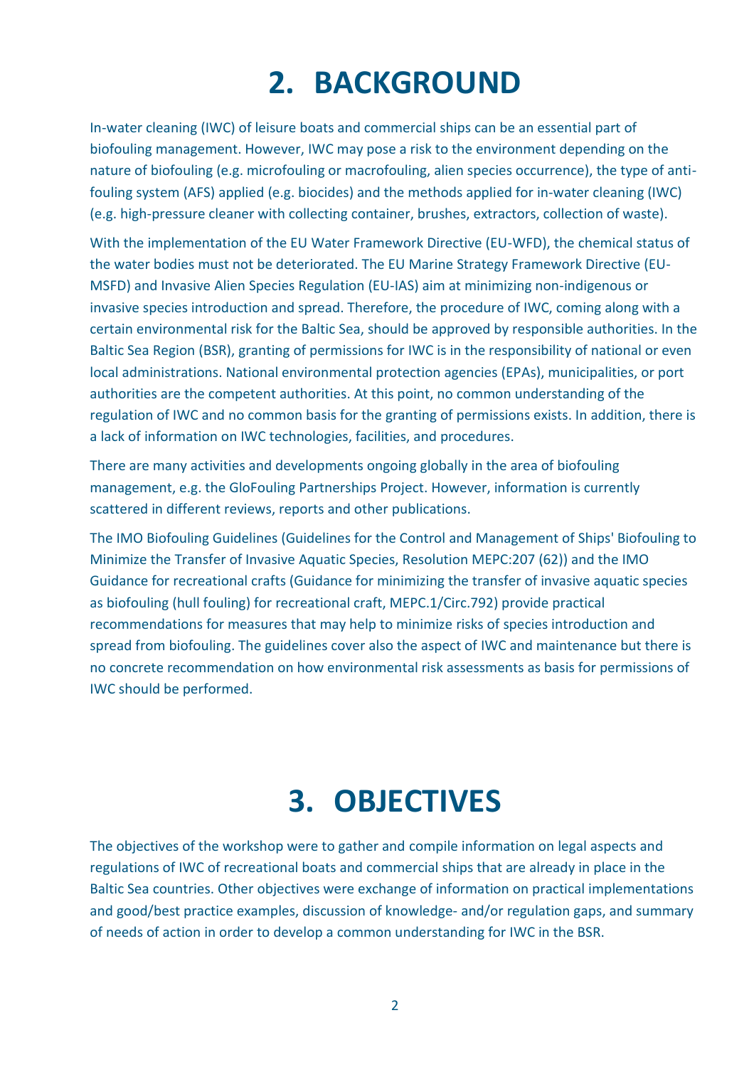# 2. BACKGROUND

In-water cleaning (IWC) of leisure boats and commercial ships can be an essential part of biofouling management. However, IWC may pose a risk to the environment depending on the nature of biofouling (e.g. microfouling or macrofouling, alien species occurrence), the type of anti-fouling system (AFS) applied (e.g. biocides) and the methods applied for in-water cleaning (IWC) (e.g. high-pressure cleaner with collecting container, brushes, extractors, collection of waste).

With the implementation of the EU Water Framework Directive (EU-WFD), the chemical status of the water bodies must not be deteriorated. The EU Marine Strategy Framework Directive (EU-MSFD) and Invasive Alien Species Regulation (EU-IAS) aim at minimizing non-indigenous or invasive species introduction and spread. Therefore, the procedure of IWC, coming along with a certain environmental risk for the Baltic Sea, should be approved by responsible authorities. In the Baltic Sea Region (BSR), granting of permissions for IWC is in the responsibility of national or even local administrations. National environmental protection agencies (EPAs), municipalities, or port authorities are the competent authorities. At this point, no common understanding of the regulation of IWC and no common basis for the granting of permissions exists. In addition, there is a lack of information on IWC technologies, facilities, and procedures.

There are many activities and developments ongoing globally in the area of biofouling management, e.g. the GloFouling Partnerships Project. However, information is currently scattered in different reviews, reports and other publications.

The IMO Biofouling Guidelines (Guidelines for the Control and Management of Ships' Biofouling to Minimize the Transfer of Invasive Aquatic Species, Resolution MEPC:207 (62)) and the IMO Guidance for recreational crafts (Guidance for minimizing the transfer of invasive aquatic species as biofouling (hull fouling) for recreational craft, MEPC.1/Circ.792) provide practical recommendations for measures that may help to minimize risks of species introduction and spread from biofouling. The guidelines cover also the aspect of IWC and maintenance but there is no concrete recommendation on how environmental risk assessments as basis for permissions of IWC should be performed.

# 3. OBJECTIVES

The objectives of the workshop were to gather and compile information on legal aspects and regulations of IWC of recreational boats and commercial ships that are already in place in the Baltic Sea countries. Other objectives were exchange of information on practical implementations and good/best practice examples, discussion of knowledge- and/or regulation gaps, and summary of needs of action in order to develop a common understanding for IWC in the BSR.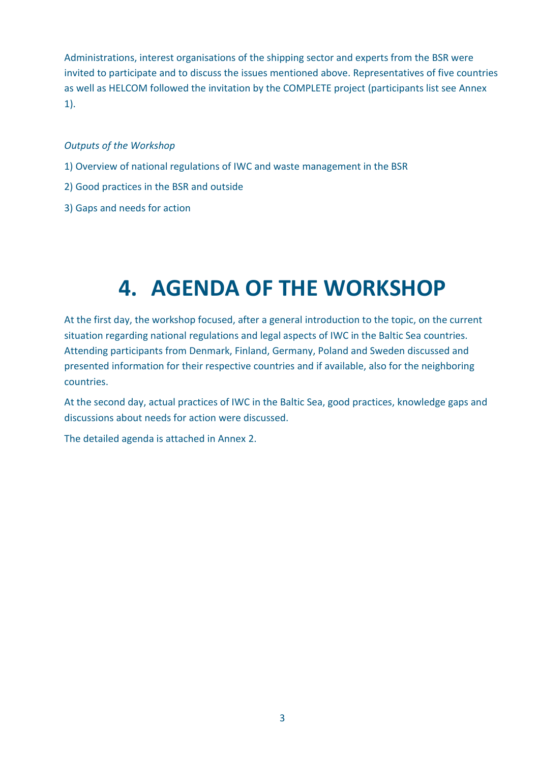Administrations, interest organisations of the shipping sector and experts from the BSR were invited to participate and to discuss the issues mentioned above. Representatives of five countries as well as HELCOM followed the invitation by the COMPLETE project (participants list see Annex 1).

*Outputs of the Workshop*

1) Overview of national regulations of IWC and waste management in the BSR

2) Good practices in the BSR and outside

3) Gaps and needs for action

# 4. AGENDA OF THE WORKSHOP

At the first day, the workshop focused, after a general introduction to the topic, on the current situation regarding national regulations and legal aspects of IWC in the Baltic Sea countries. Attending participants from Denmark, Finland, Germany, Poland and Sweden discussed and presented information for their respective countries and if available, also for the neighboring countries.

At the second day, actual practices of IWC in the Baltic Sea, good practices, knowledge gaps and discussions about needs for action were discussed.

The detailed agenda is attached in Annex 2.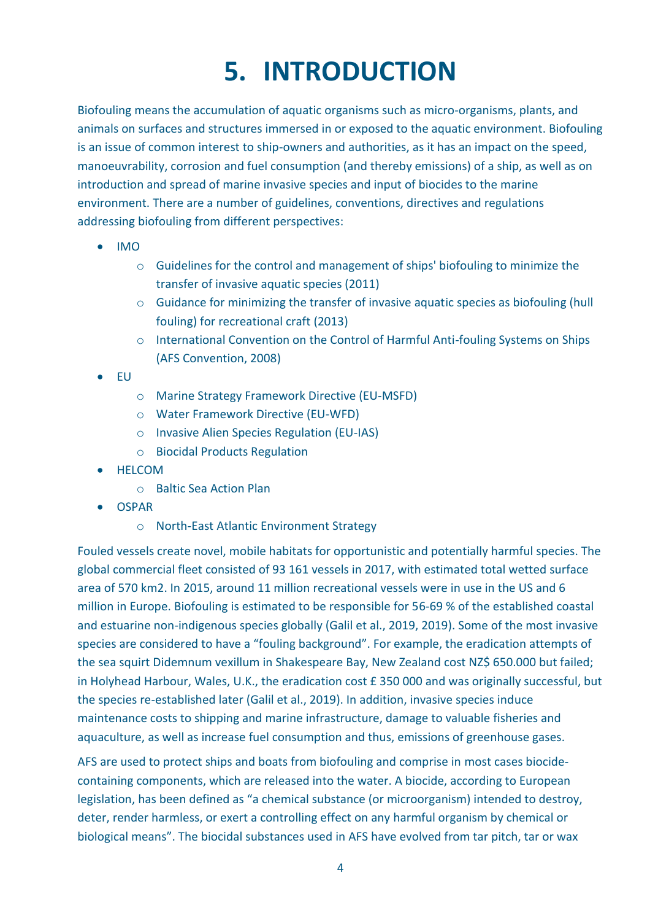# 5. INTRODUCTION

Biofouling means the accumulation of aquatic organisms such as micro-organisms, plants, and animals on surfaces and structures immersed in or exposed to the aquatic environment. Biofouling is an issue of common interest to ship-owners and authorities, as it has an impact on the speed, manoeuvrability, corrosion and fuel consumption (and thereby emissions) of a ship, as well as on introduction and spread of marine invasive species and input of biocides to the marine environment. There are a number of guidelines, conventions, directives and regulations addressing biofouling from different perspectives:

- IMO
  - Guidelines for the control and management of ships' biofouling to minimize the transfer of invasive aquatic species (2011)
  - Guidance for minimizing the transfer of invasive aquatic species as biofouling (hull fouling) for recreational craft (2013)
  - International Convention on the Control of Harmful Anti-fouling Systems on Ships (AFS Convention, 2008)
- EU
  - Marine Strategy Framework Directive (EU-MSFD)
  - Water Framework Directive (EU-WFD)
  - Invasive Alien Species Regulation (EU-IAS)
  - Biocidal Products Regulation
- HELCOM
  - Baltic Sea Action Plan
- OSPAR
  - North-East Atlantic Environment Strategy

Fouled vessels create novel, mobile habitats for opportunistic and potentially harmful species. The global commercial fleet consisted of 93 161 vessels in 2017, with estimated total wetted surface area of 570 km2. In 2015, around 11 million recreational vessels were in use in the US and 6 million in Europe. Biofouling is estimated to be responsible for 56-69 % of the established coastal and estuarine non-indigenous species globally (Galil et al., 2019, 2019). Some of the most invasive species are considered to have a "fouling background". For example, the eradication attempts of the sea squirt Didemnum vexillum in Shakespeare Bay, New Zealand cost NZ$ 650.000 but failed; in Holyhead Harbour, Wales, U.K., the eradication cost £ 350 000 and was originally successful, but the species re-established later (Galil et al., 2019). In addition, invasive species induce maintenance costs to shipping and marine infrastructure, damage to valuable fisheries and aquaculture, as well as increase fuel consumption and thus, emissions of greenhouse gases.

AFS are used to protect ships and boats from biofouling and comprise in most cases biocide-containing components, which are released into the water. A biocide, according to European legislation, has been defined as "a chemical substance (or microorganism) intended to destroy, deter, render harmless, or exert a controlling effect on any harmful organism by chemical or biological means". The biocidal substances used in AFS have evolved from tar pitch, tar or wax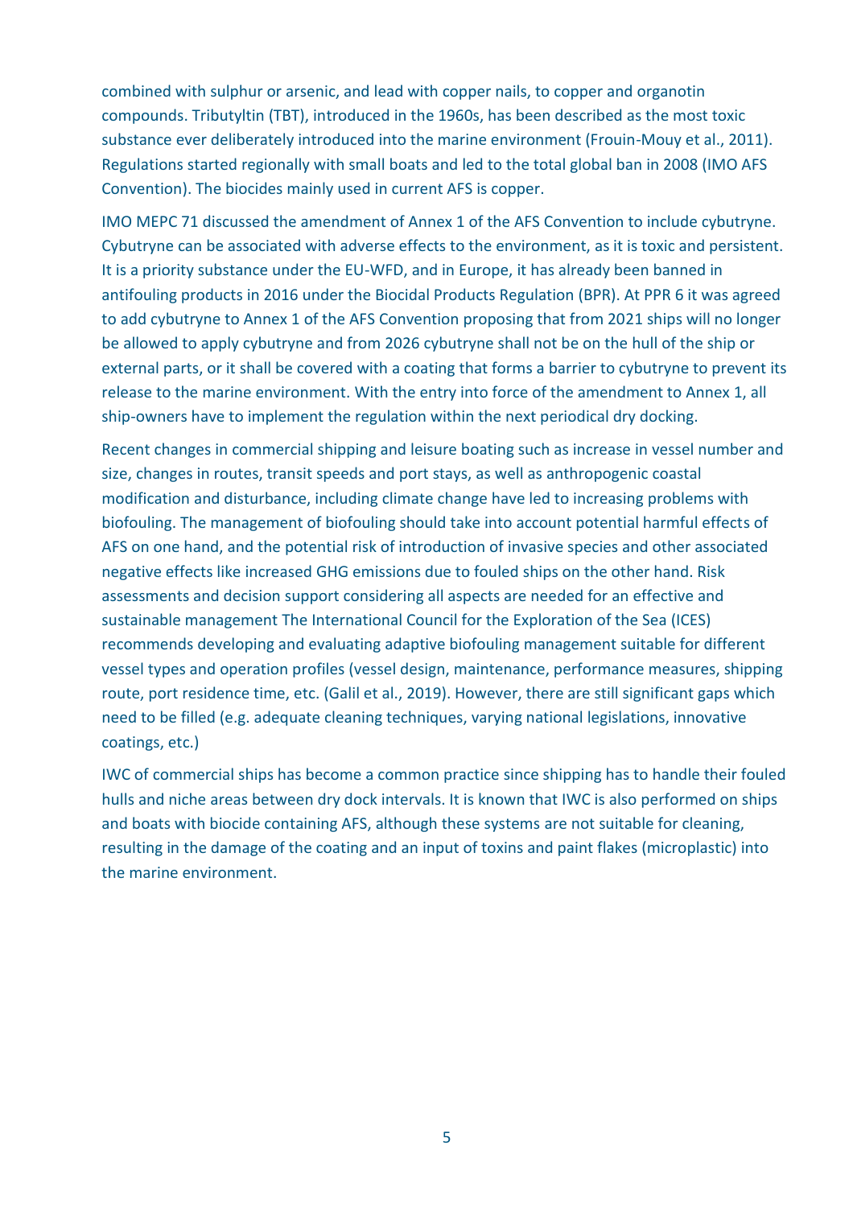combined with sulphur or arsenic, and lead with copper nails, to copper and organotin compounds. Tributyltin (TBT), introduced in the 1960s, has been described as the most toxic substance ever deliberately introduced into the marine environment (Frouin-Mouy et al., 2011). Regulations started regionally with small boats and led to the total global ban in 2008 (IMO AFS Convention). The biocides mainly used in current AFS is copper.

IMO MEPC 71 discussed the amendment of Annex 1 of the AFS Convention to include cybutryne. Cybutryne can be associated with adverse effects to the environment, as it is toxic and persistent. It is a priority substance under the EU-WFD, and in Europe, it has already been banned in antifouling products in 2016 under the Biocidal Products Regulation (BPR). At PPR 6 it was agreed to add cybutryne to Annex 1 of the AFS Convention proposing that from 2021 ships will no longer be allowed to apply cybutryne and from 2026 cybutryne shall not be on the hull of the ship or external parts, or it shall be covered with a coating that forms a barrier to cybutryne to prevent its release to the marine environment. With the entry into force of the amendment to Annex 1, all ship-owners have to implement the regulation within the next periodical dry docking.

Recent changes in commercial shipping and leisure boating such as increase in vessel number and size, changes in routes, transit speeds and port stays, as well as anthropogenic coastal modification and disturbance, including climate change have led to increasing problems with biofouling. The management of biofouling should take into account potential harmful effects of AFS on one hand, and the potential risk of introduction of invasive species and other associated negative effects like increased GHG emissions due to fouled ships on the other hand. Risk assessments and decision support considering all aspects are needed for an effective and sustainable management The International Council for the Exploration of the Sea (ICES) recommends developing and evaluating adaptive biofouling management suitable for different vessel types and operation profiles (vessel design, maintenance, performance measures, shipping route, port residence time, etc. (Galil et al., 2019). However, there are still significant gaps which need to be filled (e.g. adequate cleaning techniques, varying national legislations, innovative coatings, etc.)

IWC of commercial ships has become a common practice since shipping has to handle their fouled hulls and niche areas between dry dock intervals. It is known that IWC is also performed on ships and boats with biocide containing AFS, although these systems are not suitable for cleaning, resulting in the damage of the coating and an input of toxins and paint flakes (microplastic) into the marine environment.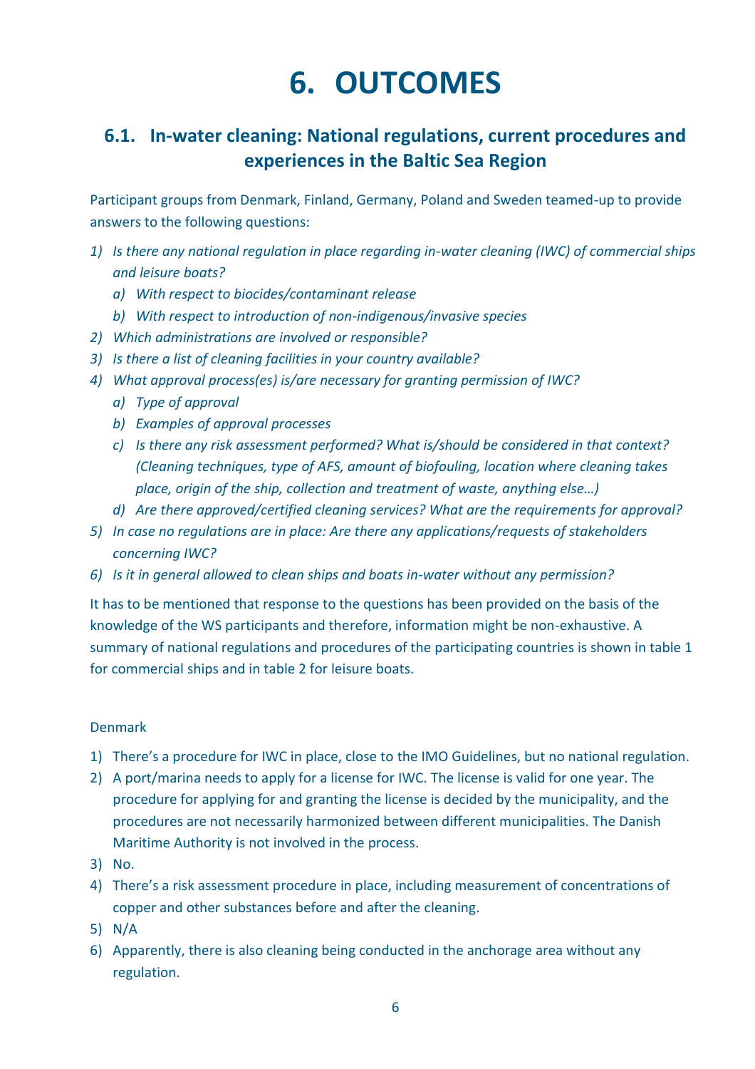# 6. OUTCOMES

## 6.1. In-water cleaning: National regulations, current procedures and experiences in the Baltic Sea Region

Participant groups from Denmark, Finland, Germany, Poland and Sweden teamed-up to provide answers to the following questions:

1) *Is there any national regulation in place regarding in-water cleaning (IWC) of commercial ships and leisure boats?*
   a) *With respect to biocides/contaminant release*
   b) *With respect to introduction of non-indigenous/invasive species*
2) *Which administrations are involved or responsible?*
3) *Is there a list of cleaning facilities in your country available?*
4) *What approval process(es) is/are necessary for granting permission of IWC?*
   a) *Type of approval*
   b) *Examples of approval processes*
   c) *Is there any risk assessment performed? What is/should be considered in that context? (Cleaning techniques, type of AFS, amount of biofouling, location where cleaning takes place, origin of the ship, collection and treatment of waste, anything else…)*
   d) *Are there approved/certified cleaning services? What are the requirements for approval?*
5) *In case no regulations are in place: Are there any applications/requests of stakeholders concerning IWC?*
6) *Is it in general allowed to clean ships and boats in-water without any permission?*

It has to be mentioned that response to the questions has been provided on the basis of the knowledge of the WS participants and therefore, information might be non-exhaustive. A summary of national regulations and procedures of the participating countries is shown in table 1 for commercial ships and in table 2 for leisure boats.

Denmark

1) There's a procedure for IWC in place, close to the IMO Guidelines, but no national regulation.
2) A port/marina needs to apply for a license for IWC. The license is valid for one year. The procedure for applying for and granting the license is decided by the municipality, and the procedures are not necessarily harmonized between different municipalities. The Danish Maritime Authority is not involved in the process.
3) No.
4) There's a risk assessment procedure in place, including measurement of concentrations of copper and other substances before and after the cleaning.
5) N/A
6) Apparently, there is also cleaning being conducted in the anchorage area without any regulation.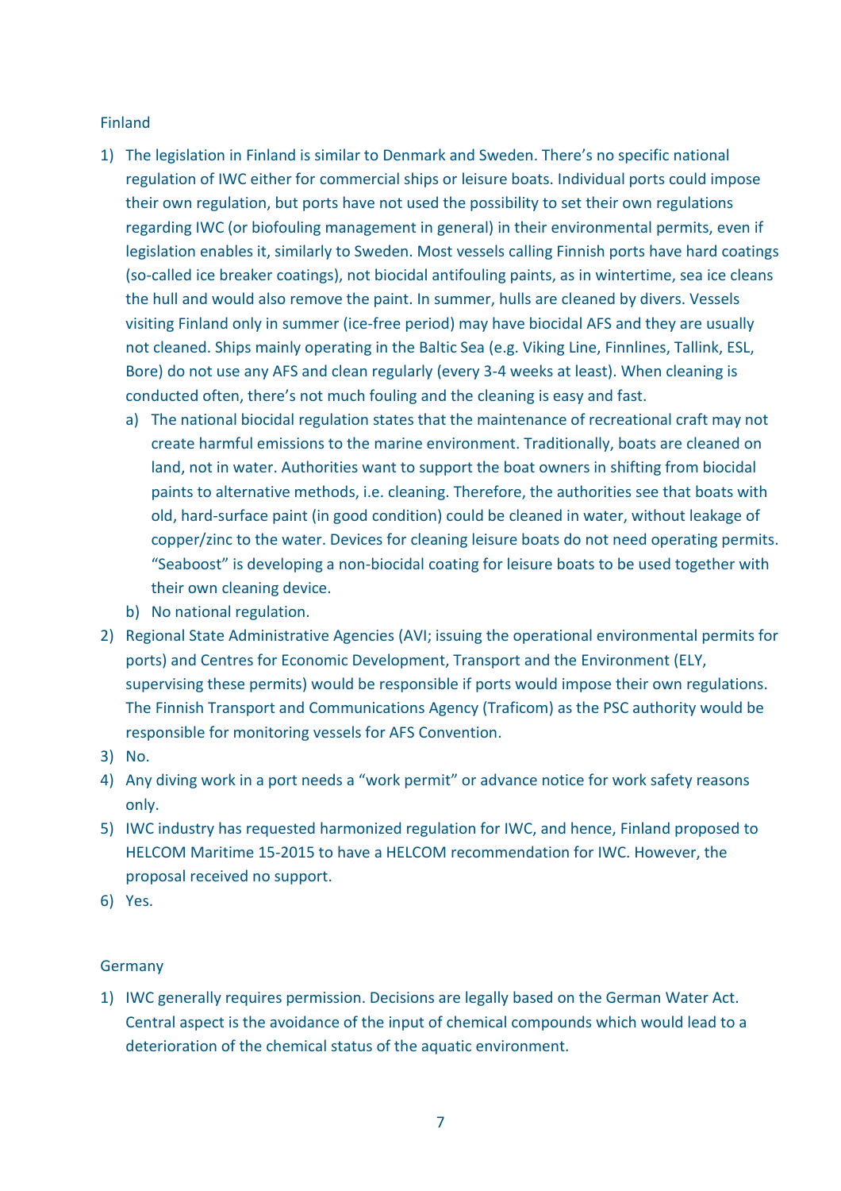Finland

1) The legislation in Finland is similar to Denmark and Sweden. There's no specific national regulation of IWC either for commercial ships or leisure boats. Individual ports could impose their own regulation, but ports have not used the possibility to set their own regulations regarding IWC (or biofouling management in general) in their environmental permits, even if legislation enables it, similarly to Sweden. Most vessels calling Finnish ports have hard coatings (so-called ice breaker coatings), not biocidal antifouling paints, as in wintertime, sea ice cleans the hull and would also remove the paint. In summer, hulls are cleaned by divers. Vessels visiting Finland only in summer (ice-free period) may have biocidal AFS and they are usually not cleaned. Ships mainly operating in the Baltic Sea (e.g. Viking Line, Finnlines, Tallink, ESL, Bore) do not use any AFS and clean regularly (every 3-4 weeks at least). When cleaning is conducted often, there's not much fouling and the cleaning is easy and fast.
   a) The national biocidal regulation states that the maintenance of recreational craft may not create harmful emissions to the marine environment. Traditionally, boats are cleaned on land, not in water. Authorities want to support the boat owners in shifting from biocidal paints to alternative methods, i.e. cleaning. Therefore, the authorities see that boats with old, hard-surface paint (in good condition) could be cleaned in water, without leakage of copper/zinc to the water. Devices for cleaning leisure boats do not need operating permits. "Seaboost" is developing a non-biocidal coating for leisure boats to be used together with their own cleaning device.
   b) No national regulation.
2) Regional State Administrative Agencies (AVI; issuing the operational environmental permits for ports) and Centres for Economic Development, Transport and the Environment (ELY, supervising these permits) would be responsible if ports would impose their own regulations. The Finnish Transport and Communications Agency (Traficom) as the PSC authority would be responsible for monitoring vessels for AFS Convention.
3) No.
4) Any diving work in a port needs a "work permit" or advance notice for work safety reasons only.
5) IWC industry has requested harmonized regulation for IWC, and hence, Finland proposed to HELCOM Maritime 15-2015 to have a HELCOM recommendation for IWC. However, the proposal received no support.
6) Yes.

Germany

1) IWC generally requires permission. Decisions are legally based on the German Water Act. Central aspect is the avoidance of the input of chemical compounds which would lead to a deterioration of the chemical status of the aquatic environment.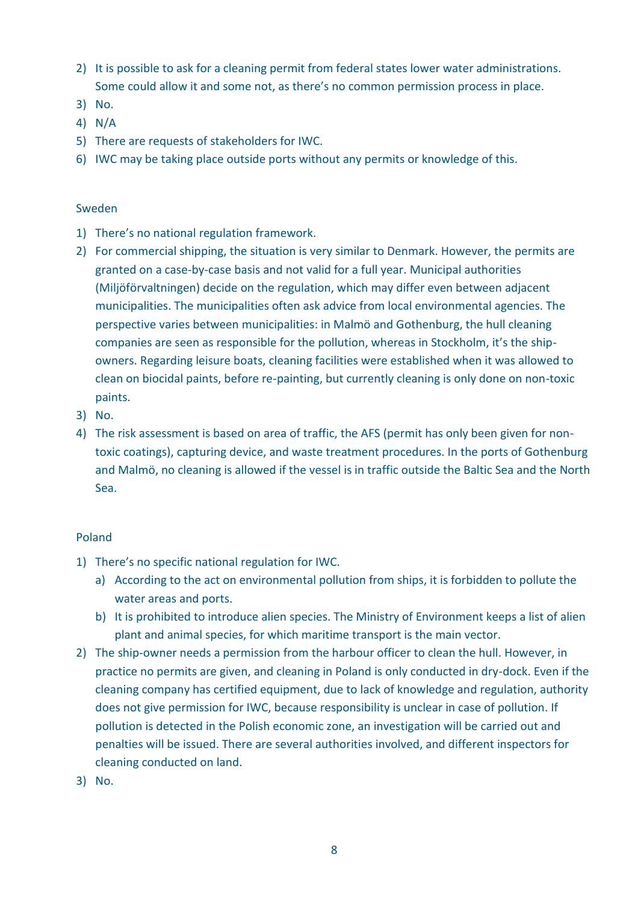2) It is possible to ask for a cleaning permit from federal states lower water administrations. Some could allow it and some not, as there's no common permission process in place.
3) No.
4) N/A
5) There are requests of stakeholders for IWC.
6) IWC may be taking place outside ports without any permits or knowledge of this.

Sweden

1) There's no national regulation framework.
2) For commercial shipping, the situation is very similar to Denmark. However, the permits are granted on a case-by-case basis and not valid for a full year. Municipal authorities (Miljöförvaltningen) decide on the regulation, which may differ even between adjacent municipalities. The municipalities often ask advice from local environmental agencies. The perspective varies between municipalities: in Malmö and Gothenburg, the hull cleaning companies are seen as responsible for the pollution, whereas in Stockholm, it's the ship-owners. Regarding leisure boats, cleaning facilities were established when it was allowed to clean on biocidal paints, before re-painting, but currently cleaning is only done on non-toxic paints.
3) No.
4) The risk assessment is based on area of traffic, the AFS (permit has only been given for non-toxic coatings), capturing device, and waste treatment procedures. In the ports of Gothenburg and Malmö, no cleaning is allowed if the vessel is in traffic outside the Baltic Sea and the North Sea.

Poland

1) There's no specific national regulation for IWC.
   a) According to the act on environmental pollution from ships, it is forbidden to pollute the water areas and ports.
   b) It is prohibited to introduce alien species. The Ministry of Environment keeps a list of alien plant and animal species, for which maritime transport is the main vector.
2) The ship-owner needs a permission from the harbour officer to clean the hull. However, in practice no permits are given, and cleaning in Poland is only conducted in dry-dock. Even if the cleaning company has certified equipment, due to lack of knowledge and regulation, authority does not give permission for IWC, because responsibility is unclear in case of pollution. If pollution is detected in the Polish economic zone, an investigation will be carried out and penalties will be issued. There are several authorities involved, and different inspectors for cleaning conducted on land.
3) No.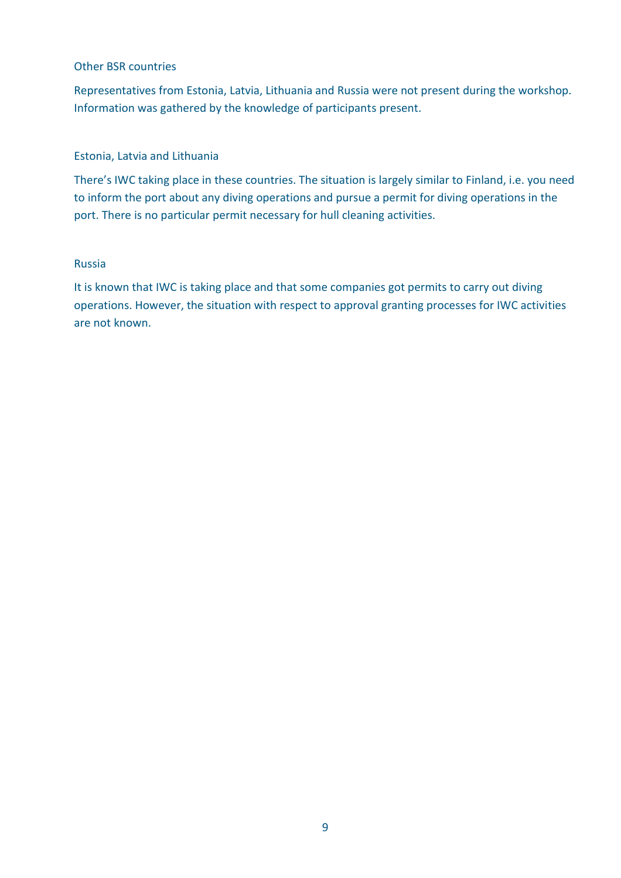### Other BSR countries

Representatives from Estonia, Latvia, Lithuania and Russia were not present during the workshop. Information was gathered by the knowledge of participants present.

### Estonia, Latvia and Lithuania

There's IWC taking place in these countries. The situation is largely similar to Finland, i.e. you need to inform the port about any diving operations and pursue a permit for diving operations in the port. There is no particular permit necessary for hull cleaning activities.

### Russia

It is known that IWC is taking place and that some companies got permits to carry out diving operations. However, the situation with respect to approval granting processes for IWC activities are not known.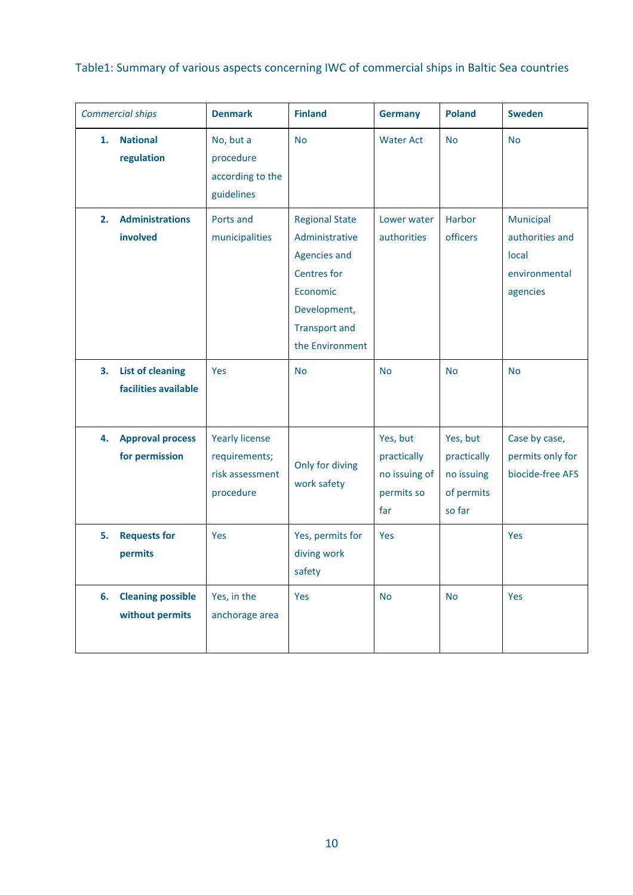Table1: Summary of various aspects concerning IWC of commercial ships in Baltic Sea countries

| *Commercial ships* | **Denmark** | **Finland** | **Germany** | **Poland** | **Sweden** |
|---|---|---|---|---|---|
| **1. National regulation** | No, but a procedure according to the guidelines | No | Water Act | No | No |
| **2. Administrations involved** | Ports and municipalities | Regional State Administrative Agencies and Centres for Economic Development, Transport and the Environment | Lower water authorities | Harbor officers | Municipal authorities and local environmental agencies |
| **3. List of cleaning facilities available** | Yes | No | No | No | No |
| **4. Approval process for permission** | Yearly license requirements; risk assessment procedure | Only for diving work safety | Yes, but practically no issuing of permits so far | Yes, but practically no issuing of permits so far | Case by case, permits only for biocide-free AFS |
| **5. Requests for permits** | Yes | Yes, permits for diving work safety | Yes | | Yes |
| **6. Cleaning possible without permits** | Yes, in the anchorage area | Yes | No | No | Yes |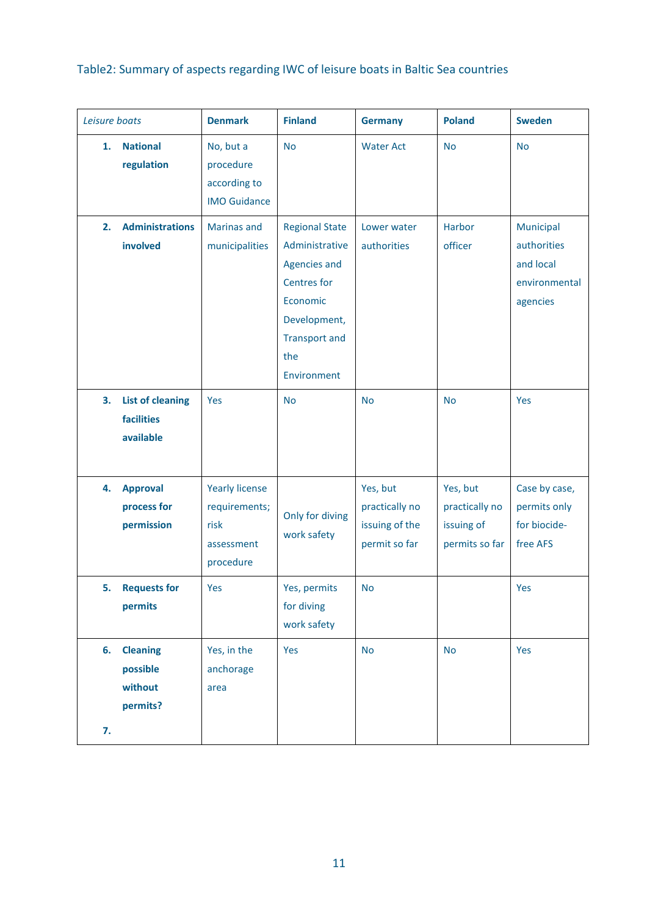Table2: Summary of aspects regarding IWC of leisure boats in Baltic Sea countries

| *Leisure boats* | **Denmark** | **Finland** | **Germany** | **Poland** | **Sweden** |
|---|---|---|---|---|---|
| **1. National regulation** | No, but a procedure according to IMO Guidance | No | Water Act | No | No |
| **2. Administrations involved** | Marinas and municipalities | Regional State Administrative Agencies and Centres for Economic Development, Transport and the Environment | Lower water authorities | Harbor officer | Municipal authorities and local environmental agencies |
| **3. List of cleaning facilities available** | Yes | No | No | No | Yes |
| **4. Approval process for permission** | Yearly license requirements; risk assessment procedure | Only for diving work safety | Yes, but practically no issuing of the permit so far | Yes, but practically no issuing of permits so far | Case by case, permits only for biocide-free AFS |
| **5. Requests for permits** | Yes | Yes, permits for diving work safety | No | | Yes |
| **6. Cleaning possible without permits?** <br> **7.** | Yes, in the anchorage area | Yes | No | No | Yes |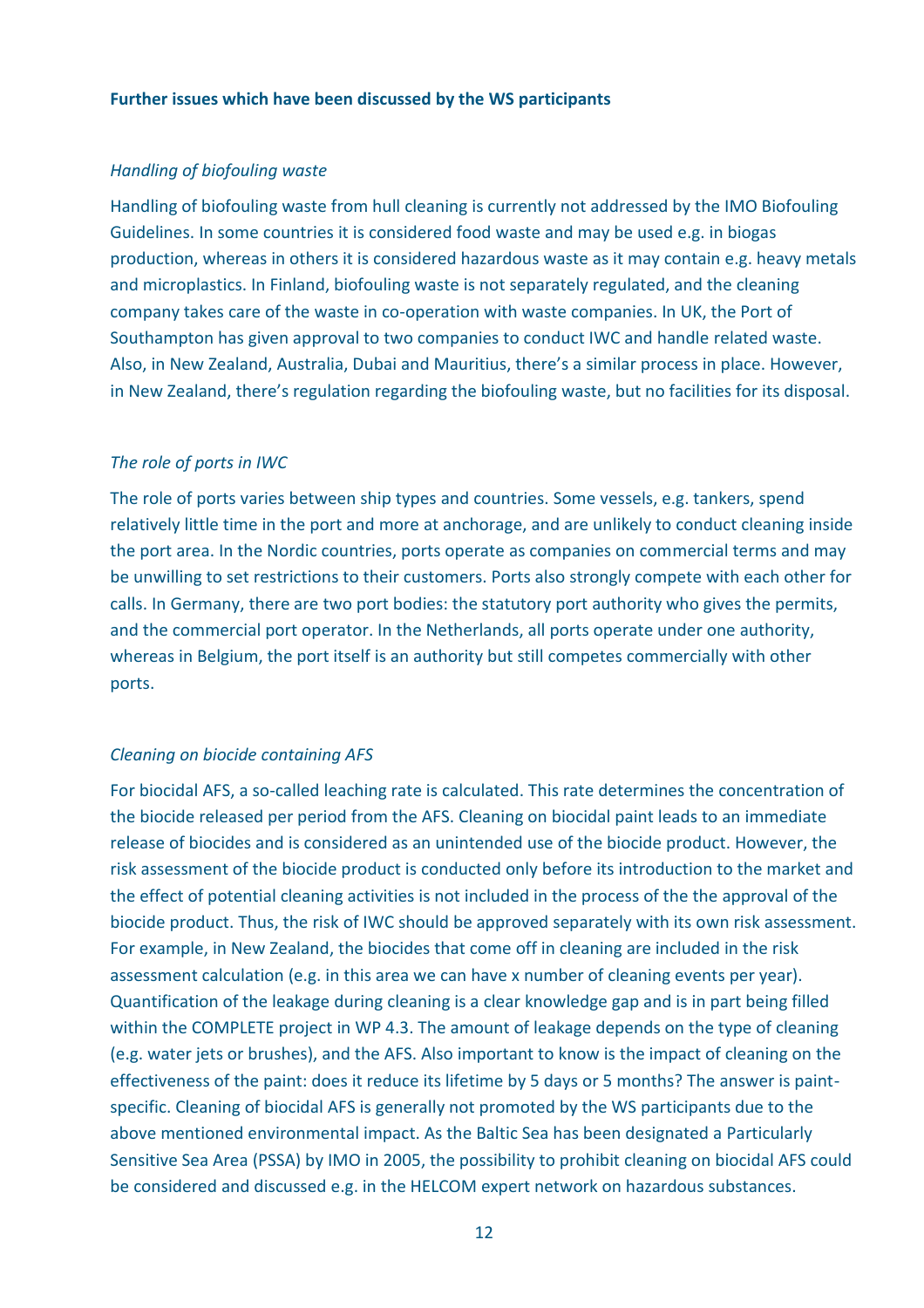**Further issues which have been discussed by the WS participants**

*Handling of biofouling waste*

Handling of biofouling waste from hull cleaning is currently not addressed by the IMO Biofouling Guidelines. In some countries it is considered food waste and may be used e.g. in biogas production, whereas in others it is considered hazardous waste as it may contain e.g. heavy metals and microplastics. In Finland, biofouling waste is not separately regulated, and the cleaning company takes care of the waste in co-operation with waste companies. In UK, the Port of Southampton has given approval to two companies to conduct IWC and handle related waste. Also, in New Zealand, Australia, Dubai and Mauritius, there's a similar process in place. However, in New Zealand, there's regulation regarding the biofouling waste, but no facilities for its disposal.

*The role of ports in IWC*

The role of ports varies between ship types and countries. Some vessels, e.g. tankers, spend relatively little time in the port and more at anchorage, and are unlikely to conduct cleaning inside the port area. In the Nordic countries, ports operate as companies on commercial terms and may be unwilling to set restrictions to their customers. Ports also strongly compete with each other for calls. In Germany, there are two port bodies: the statutory port authority who gives the permits, and the commercial port operator. In the Netherlands, all ports operate under one authority, whereas in Belgium, the port itself is an authority but still competes commercially with other ports.

*Cleaning on biocide containing AFS*

For biocidal AFS, a so-called leaching rate is calculated. This rate determines the concentration of the biocide released per period from the AFS. Cleaning on biocidal paint leads to an immediate release of biocides and is considered as an unintended use of the biocide product. However, the risk assessment of the biocide product is conducted only before its introduction to the market and the effect of potential cleaning activities is not included in the process of the the approval of the biocide product. Thus, the risk of IWC should be approved separately with its own risk assessment. For example, in New Zealand, the biocides that come off in cleaning are included in the risk assessment calculation (e.g. in this area we can have x number of cleaning events per year). Quantification of the leakage during cleaning is a clear knowledge gap and is in part being filled within the COMPLETE project in WP 4.3. The amount of leakage depends on the type of cleaning (e.g. water jets or brushes), and the AFS. Also important to know is the impact of cleaning on the effectiveness of the paint: does it reduce its lifetime by 5 days or 5 months? The answer is paint-specific. Cleaning of biocidal AFS is generally not promoted by the WS participants due to the above mentioned environmental impact. As the Baltic Sea has been designated a Particularly Sensitive Sea Area (PSSA) by IMO in 2005, the possibility to prohibit cleaning on biocidal AFS could be considered and discussed e.g. in the HELCOM expert network on hazardous substances.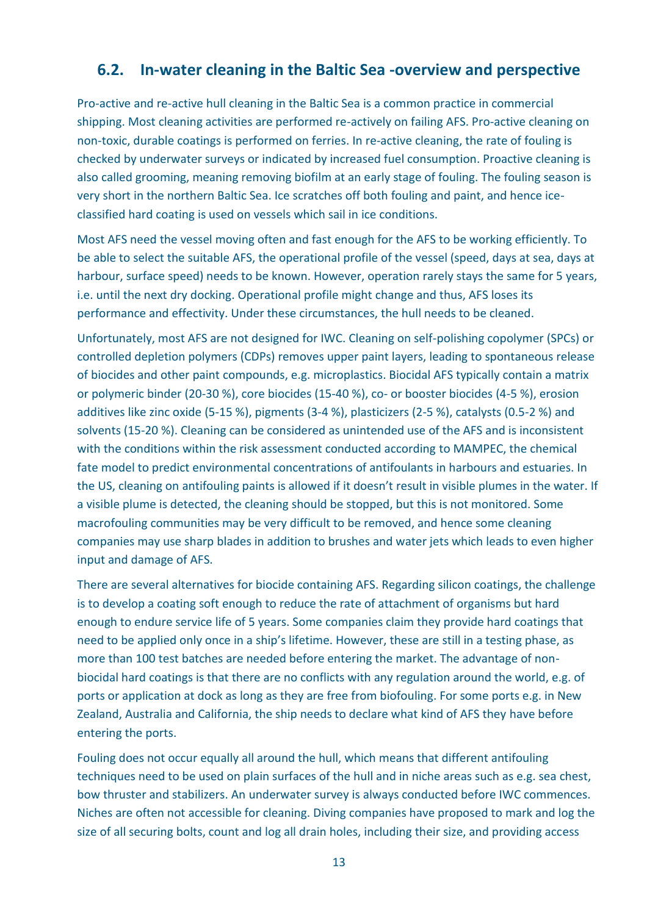## 6.2. In-water cleaning in the Baltic Sea -overview and perspective

Pro-active and re-active hull cleaning in the Baltic Sea is a common practice in commercial shipping. Most cleaning activities are performed re-actively on failing AFS. Pro-active cleaning on non-toxic, durable coatings is performed on ferries. In re-active cleaning, the rate of fouling is checked by underwater surveys or indicated by increased fuel consumption. Proactive cleaning is also called grooming, meaning removing biofilm at an early stage of fouling. The fouling season is very short in the northern Baltic Sea. Ice scratches off both fouling and paint, and hence ice-classified hard coating is used on vessels which sail in ice conditions.

Most AFS need the vessel moving often and fast enough for the AFS to be working efficiently. To be able to select the suitable AFS, the operational profile of the vessel (speed, days at sea, days at harbour, surface speed) needs to be known. However, operation rarely stays the same for 5 years, i.e. until the next dry docking. Operational profile might change and thus, AFS loses its performance and effectivity. Under these circumstances, the hull needs to be cleaned.

Unfortunately, most AFS are not designed for IWC. Cleaning on self-polishing copolymer (SPCs) or controlled depletion polymers (CDPs) removes upper paint layers, leading to spontaneous release of biocides and other paint compounds, e.g. microplastics. Biocidal AFS typically contain a matrix or polymeric binder (20-30 %), core biocides (15-40 %), co- or booster biocides (4-5 %), erosion additives like zinc oxide (5-15 %), pigments (3-4 %), plasticizers (2-5 %), catalysts (0.5-2 %) and solvents (15-20 %). Cleaning can be considered as unintended use of the AFS and is inconsistent with the conditions within the risk assessment conducted according to MAMPEC, the chemical fate model to predict environmental concentrations of antifoulants in harbours and estuaries. In the US, cleaning on antifouling paints is allowed if it doesn't result in visible plumes in the water. If a visible plume is detected, the cleaning should be stopped, but this is not monitored. Some macrofouling communities may be very difficult to be removed, and hence some cleaning companies may use sharp blades in addition to brushes and water jets which leads to even higher input and damage of AFS.

There are several alternatives for biocide containing AFS. Regarding silicon coatings, the challenge is to develop a coating soft enough to reduce the rate of attachment of organisms but hard enough to endure service life of 5 years. Some companies claim they provide hard coatings that need to be applied only once in a ship's lifetime. However, these are still in a testing phase, as more than 100 test batches are needed before entering the market. The advantage of non-biocidal hard coatings is that there are no conflicts with any regulation around the world, e.g. of ports or application at dock as long as they are free from biofouling. For some ports e.g. in New Zealand, Australia and California, the ship needs to declare what kind of AFS they have before entering the ports.

Fouling does not occur equally all around the hull, which means that different antifouling techniques need to be used on plain surfaces of the hull and in niche areas such as e.g. sea chest, bow thruster and stabilizers. An underwater survey is always conducted before IWC commences. Niches are often not accessible for cleaning. Diving companies have proposed to mark and log the size of all securing bolts, count and log all drain holes, including their size, and providing access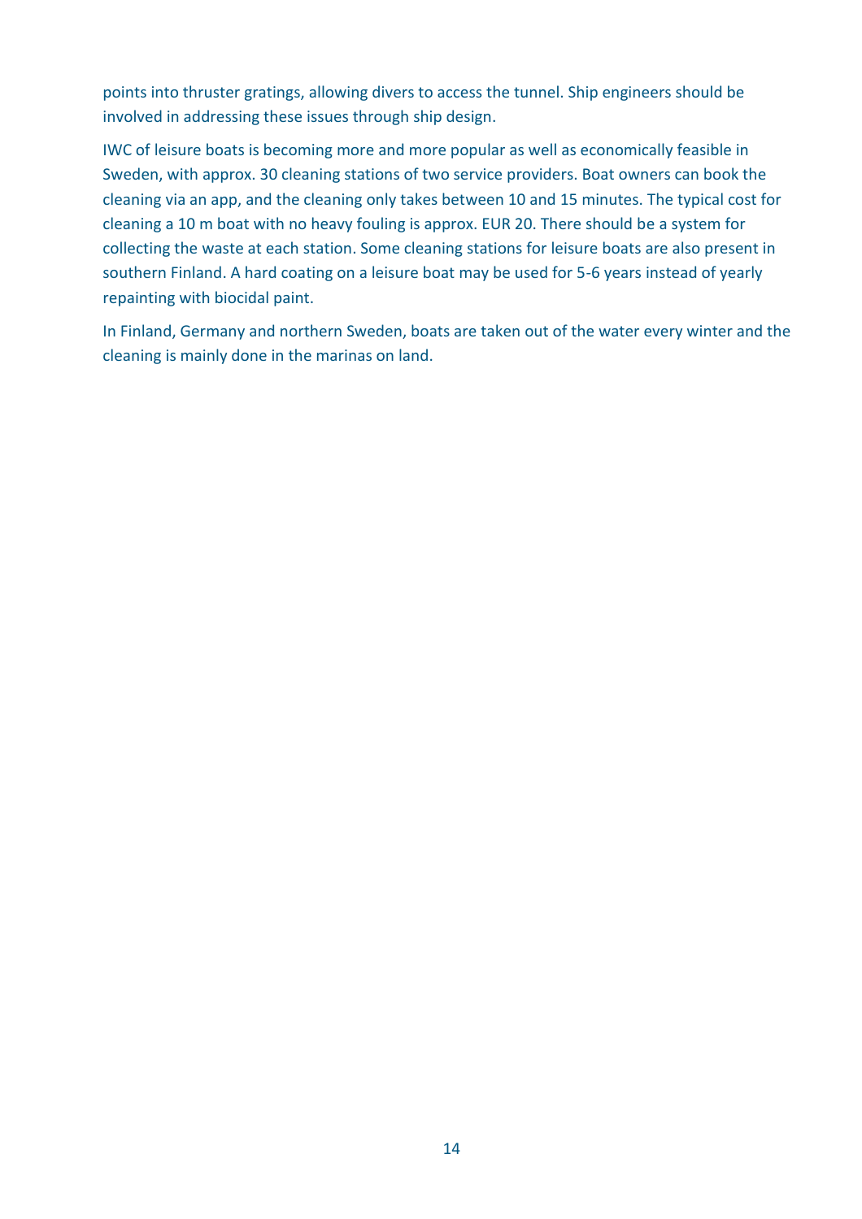points into thruster gratings, allowing divers to access the tunnel. Ship engineers should be involved in addressing these issues through ship design.

IWC of leisure boats is becoming more and more popular as well as economically feasible in Sweden, with approx. 30 cleaning stations of two service providers. Boat owners can book the cleaning via an app, and the cleaning only takes between 10 and 15 minutes. The typical cost for cleaning a 10 m boat with no heavy fouling is approx. EUR 20. There should be a system for collecting the waste at each station. Some cleaning stations for leisure boats are also present in southern Finland. A hard coating on a leisure boat may be used for 5-6 years instead of yearly repainting with biocidal paint.

In Finland, Germany and northern Sweden, boats are taken out of the water every winter and the cleaning is mainly done in the marinas on land.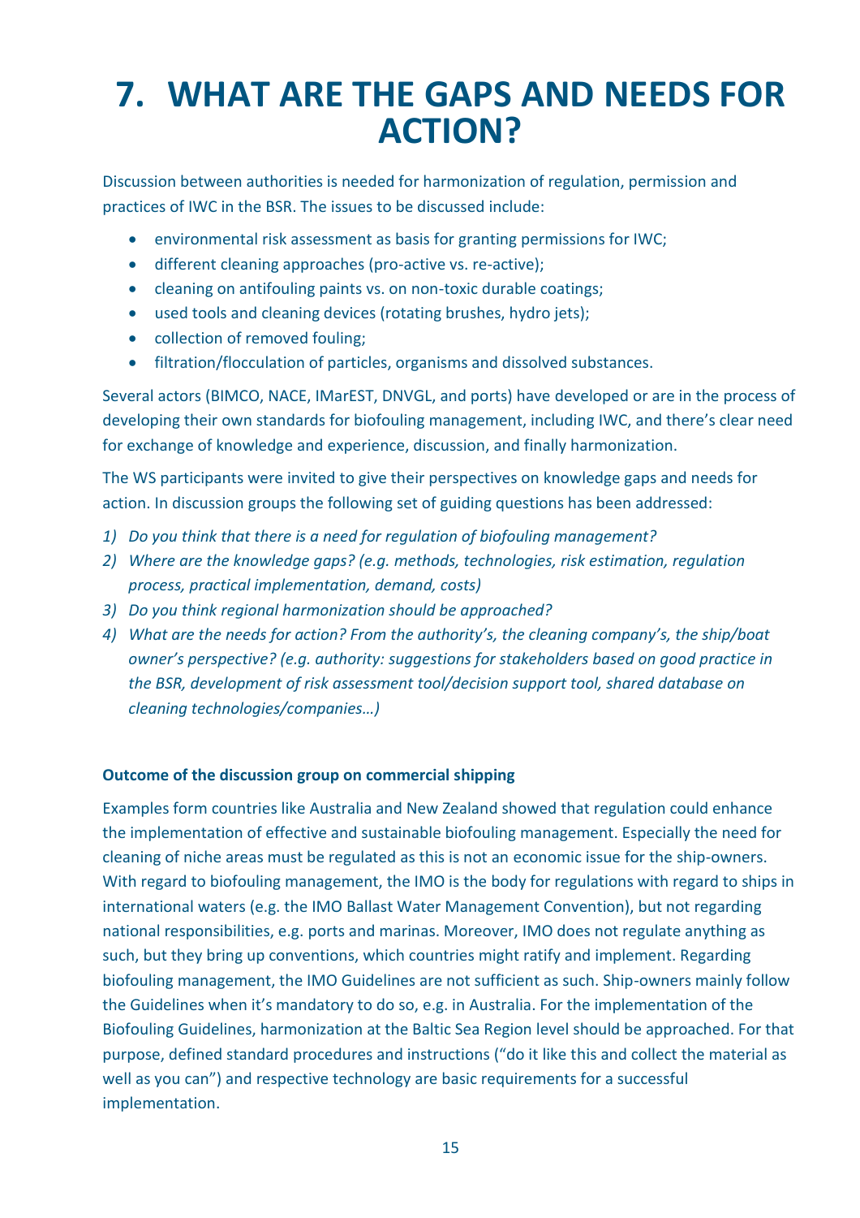# 7. WHAT ARE THE GAPS AND NEEDS FOR ACTION?

Discussion between authorities is needed for harmonization of regulation, permission and practices of IWC in the BSR. The issues to be discussed include:

- environmental risk assessment as basis for granting permissions for IWC;
- different cleaning approaches (pro-active vs. re-active);
- cleaning on antifouling paints vs. on non-toxic durable coatings;
- used tools and cleaning devices (rotating brushes, hydro jets);
- collection of removed fouling;
- filtration/flocculation of particles, organisms and dissolved substances.

Several actors (BIMCO, NACE, IMarEST, DNVGL, and ports) have developed or are in the process of developing their own standards for biofouling management, including IWC, and there's clear need for exchange of knowledge and experience, discussion, and finally harmonization.

The WS participants were invited to give their perspectives on knowledge gaps and needs for action. In discussion groups the following set of guiding questions has been addressed:

1) *Do you think that there is a need for regulation of biofouling management?*
2) *Where are the knowledge gaps? (e.g. methods, technologies, risk estimation, regulation process, practical implementation, demand, costs)*
3) *Do you think regional harmonization should be approached?*
4) *What are the needs for action? From the authority's, the cleaning company's, the ship/boat owner's perspective? (e.g. authority: suggestions for stakeholders based on good practice in the BSR, development of risk assessment tool/decision support tool, shared database on cleaning technologies/companies…)*

**Outcome of the discussion group on commercial shipping**

Examples form countries like Australia and New Zealand showed that regulation could enhance the implementation of effective and sustainable biofouling management. Especially the need for cleaning of niche areas must be regulated as this is not an economic issue for the ship-owners. With regard to biofouling management, the IMO is the body for regulations with regard to ships in international waters (e.g. the IMO Ballast Water Management Convention), but not regarding national responsibilities, e.g. ports and marinas. Moreover, IMO does not regulate anything as such, but they bring up conventions, which countries might ratify and implement. Regarding biofouling management, the IMO Guidelines are not sufficient as such. Ship-owners mainly follow the Guidelines when it's mandatory to do so, e.g. in Australia. For the implementation of the Biofouling Guidelines, harmonization at the Baltic Sea Region level should be approached. For that purpose, defined standard procedures and instructions ("do it like this and collect the material as well as you can") and respective technology are basic requirements for a successful implementation.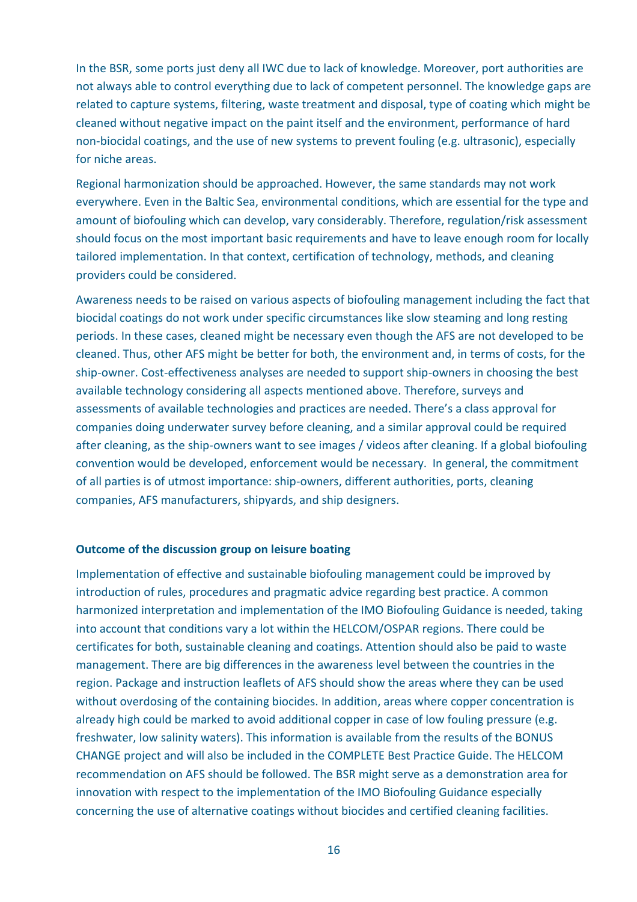In the BSR, some ports just deny all IWC due to lack of knowledge. Moreover, port authorities are not always able to control everything due to lack of competent personnel. The knowledge gaps are related to capture systems, filtering, waste treatment and disposal, type of coating which might be cleaned without negative impact on the paint itself and the environment, performance of hard non-biocidal coatings, and the use of new systems to prevent fouling (e.g. ultrasonic), especially for niche areas.

Regional harmonization should be approached. However, the same standards may not work everywhere. Even in the Baltic Sea, environmental conditions, which are essential for the type and amount of biofouling which can develop, vary considerably. Therefore, regulation/risk assessment should focus on the most important basic requirements and have to leave enough room for locally tailored implementation. In that context, certification of technology, methods, and cleaning providers could be considered.

Awareness needs to be raised on various aspects of biofouling management including the fact that biocidal coatings do not work under specific circumstances like slow steaming and long resting periods. In these cases, cleaned might be necessary even though the AFS are not developed to be cleaned. Thus, other AFS might be better for both, the environment and, in terms of costs, for the ship-owner. Cost-effectiveness analyses are needed to support ship-owners in choosing the best available technology considering all aspects mentioned above. Therefore, surveys and assessments of available technologies and practices are needed. There's a class approval for companies doing underwater survey before cleaning, and a similar approval could be required after cleaning, as the ship-owners want to see images / videos after cleaning. If a global biofouling convention would be developed, enforcement would be necessary. In general, the commitment of all parties is of utmost importance: ship-owners, different authorities, ports, cleaning companies, AFS manufacturers, shipyards, and ship designers.

**Outcome of the discussion group on leisure boating**

Implementation of effective and sustainable biofouling management could be improved by introduction of rules, procedures and pragmatic advice regarding best practice. A common harmonized interpretation and implementation of the IMO Biofouling Guidance is needed, taking into account that conditions vary a lot within the HELCOM/OSPAR regions. There could be certificates for both, sustainable cleaning and coatings. Attention should also be paid to waste management. There are big differences in the awareness level between the countries in the region. Package and instruction leaflets of AFS should show the areas where they can be used without overdosing of the containing biocides. In addition, areas where copper concentration is already high could be marked to avoid additional copper in case of low fouling pressure (e.g. freshwater, low salinity waters). This information is available from the results of the BONUS CHANGE project and will also be included in the COMPLETE Best Practice Guide. The HELCOM recommendation on AFS should be followed. The BSR might serve as a demonstration area for innovation with respect to the implementation of the IMO Biofouling Guidance especially concerning the use of alternative coatings without biocides and certified cleaning facilities.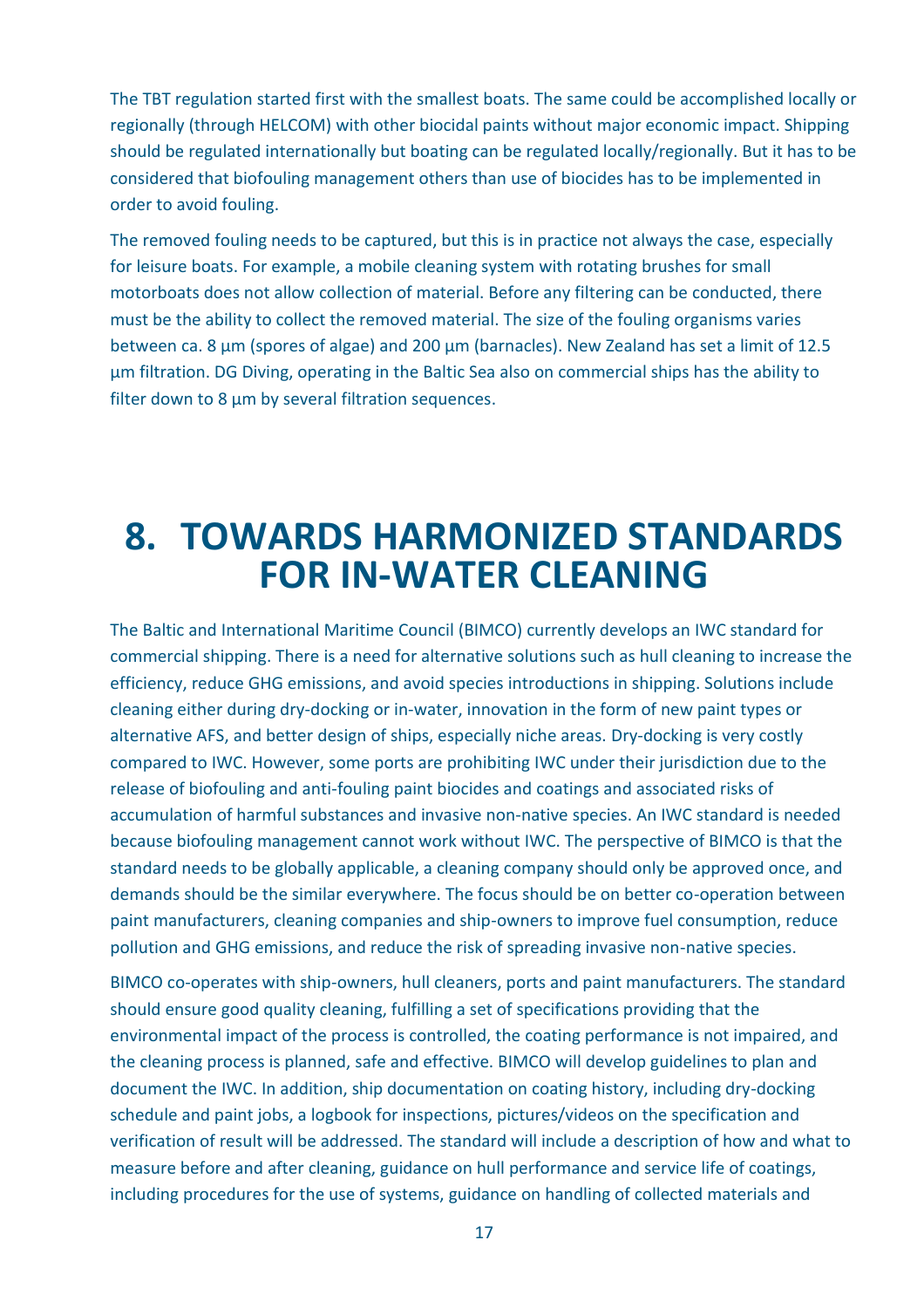The TBT regulation started first with the smallest boats. The same could be accomplished locally or regionally (through HELCOM) with other biocidal paints without major economic impact. Shipping should be regulated internationally but boating can be regulated locally/regionally. But it has to be considered that biofouling management others than use of biocides has to be implemented in order to avoid fouling.

The removed fouling needs to be captured, but this is in practice not always the case, especially for leisure boats. For example, a mobile cleaning system with rotating brushes for small motorboats does not allow collection of material. Before any filtering can be conducted, there must be the ability to collect the removed material. The size of the fouling organisms varies between ca. 8 µm (spores of algae) and 200 µm (barnacles). New Zealand has set a limit of 12.5 µm filtration. DG Diving, operating in the Baltic Sea also on commercial ships has the ability to filter down to 8 µm by several filtration sequences.

# 8. TOWARDS HARMONIZED STANDARDS FOR IN-WATER CLEANING

The Baltic and International Maritime Council (BIMCO) currently develops an IWC standard for commercial shipping. There is a need for alternative solutions such as hull cleaning to increase the efficiency, reduce GHG emissions, and avoid species introductions in shipping. Solutions include cleaning either during dry-docking or in-water, innovation in the form of new paint types or alternative AFS, and better design of ships, especially niche areas. Dry-docking is very costly compared to IWC. However, some ports are prohibiting IWC under their jurisdiction due to the release of biofouling and anti-fouling paint biocides and coatings and associated risks of accumulation of harmful substances and invasive non-native species. An IWC standard is needed because biofouling management cannot work without IWC. The perspective of BIMCO is that the standard needs to be globally applicable, a cleaning company should only be approved once, and demands should be the similar everywhere. The focus should be on better co-operation between paint manufacturers, cleaning companies and ship-owners to improve fuel consumption, reduce pollution and GHG emissions, and reduce the risk of spreading invasive non-native species.

BIMCO co-operates with ship-owners, hull cleaners, ports and paint manufacturers. The standard should ensure good quality cleaning, fulfilling a set of specifications providing that the environmental impact of the process is controlled, the coating performance is not impaired, and the cleaning process is planned, safe and effective. BIMCO will develop guidelines to plan and document the IWC. In addition, ship documentation on coating history, including dry-docking schedule and paint jobs, a logbook for inspections, pictures/videos on the specification and verification of result will be addressed. The standard will include a description of how and what to measure before and after cleaning, guidance on hull performance and service life of coatings, including procedures for the use of systems, guidance on handling of collected materials and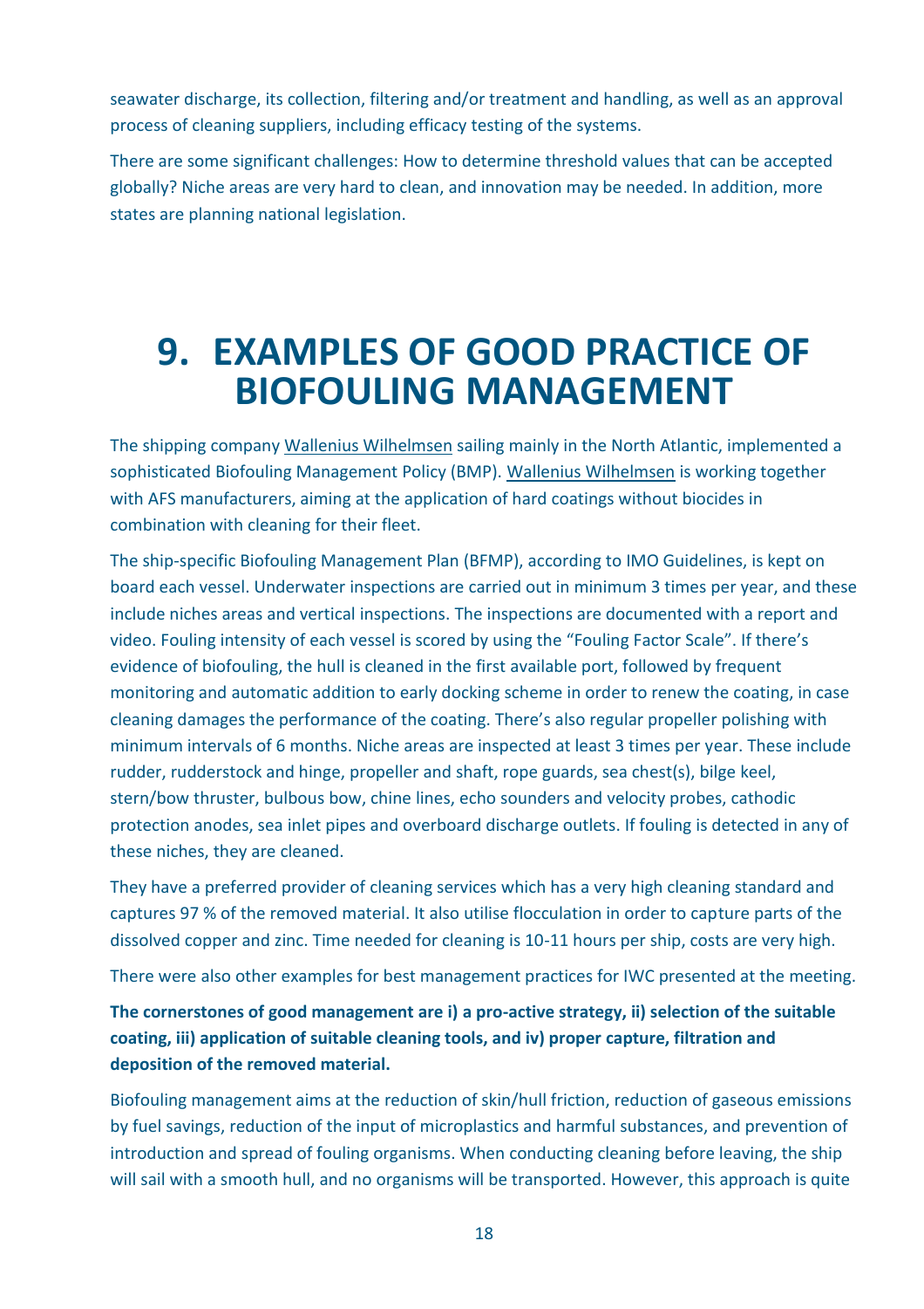seawater discharge, its collection, filtering and/or treatment and handling, as well as an approval process of cleaning suppliers, including efficacy testing of the systems.

There are some significant challenges: How to determine threshold values that can be accepted globally? Niche areas are very hard to clean, and innovation may be needed. In addition, more states are planning national legislation.

# 9. EXAMPLES OF GOOD PRACTICE OF BIOFOULING MANAGEMENT

The shipping company Wallenius Wilhelmsen sailing mainly in the North Atlantic, implemented a sophisticated Biofouling Management Policy (BMP). Wallenius Wilhelmsen is working together with AFS manufacturers, aiming at the application of hard coatings without biocides in combination with cleaning for their fleet.

The ship-specific Biofouling Management Plan (BFMP), according to IMO Guidelines, is kept on board each vessel. Underwater inspections are carried out in minimum 3 times per year, and these include niches areas and vertical inspections. The inspections are documented with a report and video. Fouling intensity of each vessel is scored by using the "Fouling Factor Scale". If there's evidence of biofouling, the hull is cleaned in the first available port, followed by frequent monitoring and automatic addition to early docking scheme in order to renew the coating, in case cleaning damages the performance of the coating. There's also regular propeller polishing with minimum intervals of 6 months. Niche areas are inspected at least 3 times per year. These include rudder, rudderstock and hinge, propeller and shaft, rope guards, sea chest(s), bilge keel, stern/bow thruster, bulbous bow, chine lines, echo sounders and velocity probes, cathodic protection anodes, sea inlet pipes and overboard discharge outlets. If fouling is detected in any of these niches, they are cleaned.

They have a preferred provider of cleaning services which has a very high cleaning standard and captures 97 % of the removed material. It also utilise flocculation in order to capture parts of the dissolved copper and zinc. Time needed for cleaning is 10-11 hours per ship, costs are very high.

There were also other examples for best management practices for IWC presented at the meeting.

**The cornerstones of good management are i) a pro-active strategy, ii) selection of the suitable coating, iii) application of suitable cleaning tools, and iv) proper capture, filtration and deposition of the removed material.**

Biofouling management aims at the reduction of skin/hull friction, reduction of gaseous emissions by fuel savings, reduction of the input of microplastics and harmful substances, and prevention of introduction and spread of fouling organisms. When conducting cleaning before leaving, the ship will sail with a smooth hull, and no organisms will be transported. However, this approach is quite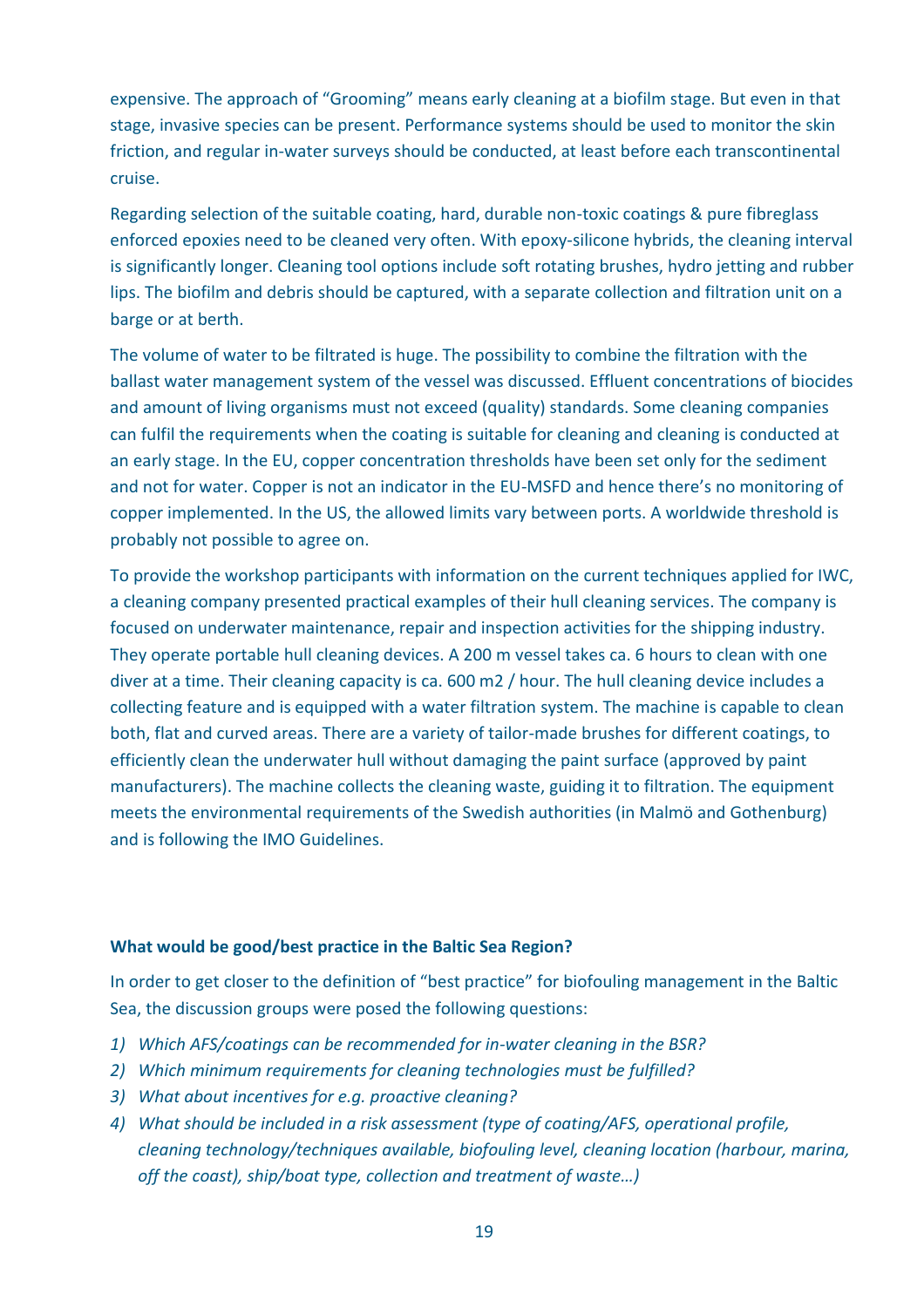expensive. The approach of "Grooming" means early cleaning at a biofilm stage. But even in that stage, invasive species can be present. Performance systems should be used to monitor the skin friction, and regular in-water surveys should be conducted, at least before each transcontinental cruise.

Regarding selection of the suitable coating, hard, durable non-toxic coatings & pure fibreglass enforced epoxies need to be cleaned very often. With epoxy-silicone hybrids, the cleaning interval is significantly longer. Cleaning tool options include soft rotating brushes, hydro jetting and rubber lips. The biofilm and debris should be captured, with a separate collection and filtration unit on a barge or at berth.

The volume of water to be filtrated is huge. The possibility to combine the filtration with the ballast water management system of the vessel was discussed. Effluent concentrations of biocides and amount of living organisms must not exceed (quality) standards. Some cleaning companies can fulfil the requirements when the coating is suitable for cleaning and cleaning is conducted at an early stage. In the EU, copper concentration thresholds have been set only for the sediment and not for water. Copper is not an indicator in the EU-MSFD and hence there's no monitoring of copper implemented. In the US, the allowed limits vary between ports. A worldwide threshold is probably not possible to agree on.

To provide the workshop participants with information on the current techniques applied for IWC, a cleaning company presented practical examples of their hull cleaning services. The company is focused on underwater maintenance, repair and inspection activities for the shipping industry. They operate portable hull cleaning devices. A 200 m vessel takes ca. 6 hours to clean with one diver at a time. Their cleaning capacity is ca. 600 m2 / hour. The hull cleaning device includes a collecting feature and is equipped with a water filtration system. The machine is capable to clean both, flat and curved areas. There are a variety of tailor-made brushes for different coatings, to efficiently clean the underwater hull without damaging the paint surface (approved by paint manufacturers). The machine collects the cleaning waste, guiding it to filtration. The equipment meets the environmental requirements of the Swedish authorities (in Malmö and Gothenburg) and is following the IMO Guidelines.

#### What would be good/best practice in the Baltic Sea Region?

In order to get closer to the definition of "best practice" for biofouling management in the Baltic Sea, the discussion groups were posed the following questions:

1) *Which AFS/coatings can be recommended for in-water cleaning in the BSR?*
2) *Which minimum requirements for cleaning technologies must be fulfilled?*
3) *What about incentives for e.g. proactive cleaning?*
4) *What should be included in a risk assessment (type of coating/AFS, operational profile, cleaning technology/techniques available, biofouling level, cleaning location (harbour, marina, off the coast), ship/boat type, collection and treatment of waste…)*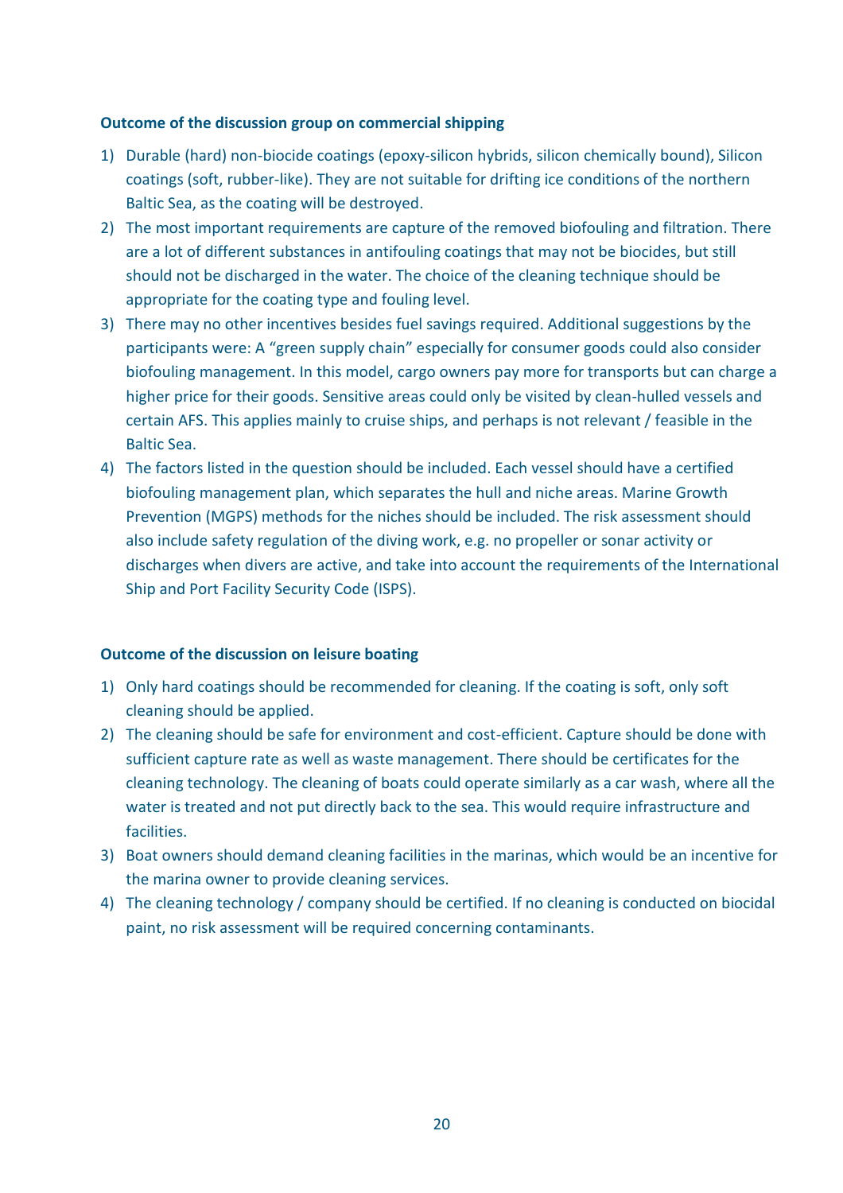### Outcome of the discussion group on commercial shipping

1) Durable (hard) non-biocide coatings (epoxy-silicon hybrids, silicon chemically bound), Silicon coatings (soft, rubber-like). They are not suitable for drifting ice conditions of the northern Baltic Sea, as the coating will be destroyed.
2) The most important requirements are capture of the removed biofouling and filtration. There are a lot of different substances in antifouling coatings that may not be biocides, but still should not be discharged in the water. The choice of the cleaning technique should be appropriate for the coating type and fouling level.
3) There may no other incentives besides fuel savings required. Additional suggestions by the participants were: A "green supply chain" especially for consumer goods could also consider biofouling management. In this model, cargo owners pay more for transports but can charge a higher price for their goods. Sensitive areas could only be visited by clean-hulled vessels and certain AFS. This applies mainly to cruise ships, and perhaps is not relevant / feasible in the Baltic Sea.
4) The factors listed in the question should be included. Each vessel should have a certified biofouling management plan, which separates the hull and niche areas. Marine Growth Prevention (MGPS) methods for the niches should be included. The risk assessment should also include safety regulation of the diving work, e.g. no propeller or sonar activity or discharges when divers are active, and take into account the requirements of the International Ship and Port Facility Security Code (ISPS).

### Outcome of the discussion on leisure boating

1) Only hard coatings should be recommended for cleaning. If the coating is soft, only soft cleaning should be applied.
2) The cleaning should be safe for environment and cost-efficient. Capture should be done with sufficient capture rate as well as waste management. There should be certificates for the cleaning technology. The cleaning of boats could operate similarly as a car wash, where all the water is treated and not put directly back to the sea. This would require infrastructure and facilities.
3) Boat owners should demand cleaning facilities in the marinas, which would be an incentive for the marina owner to provide cleaning services.
4) The cleaning technology / company should be certified. If no cleaning is conducted on biocidal paint, no risk assessment will be required concerning contaminants.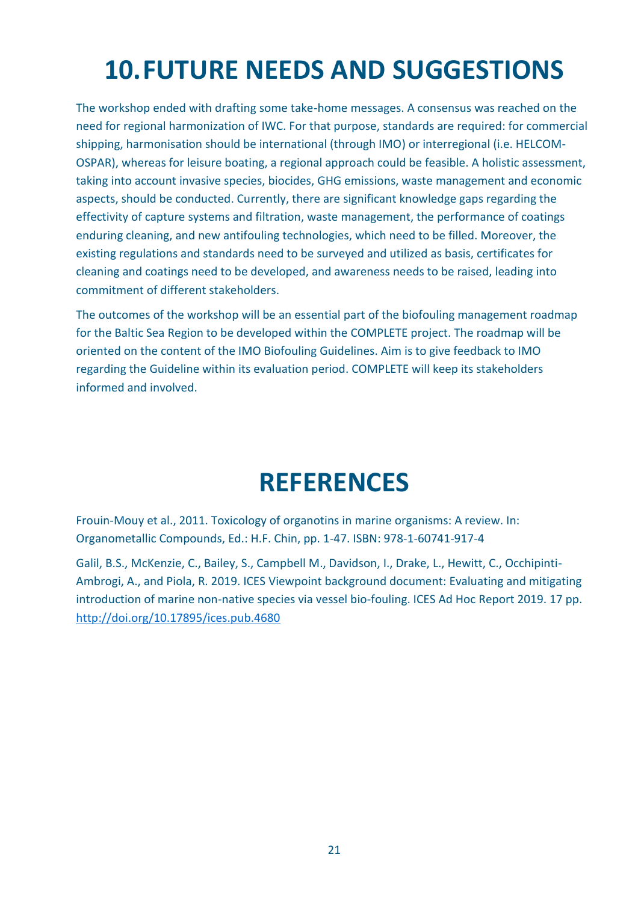# 10. FUTURE NEEDS AND SUGGESTIONS

The workshop ended with drafting some take-home messages. A consensus was reached on the need for regional harmonization of IWC. For that purpose, standards are required: for commercial shipping, harmonisation should be international (through IMO) or interregional (i.e. HELCOM-OSPAR), whereas for leisure boating, a regional approach could be feasible. A holistic assessment, taking into account invasive species, biocides, GHG emissions, waste management and economic aspects, should be conducted. Currently, there are significant knowledge gaps regarding the effectivity of capture systems and filtration, waste management, the performance of coatings enduring cleaning, and new antifouling technologies, which need to be filled. Moreover, the existing regulations and standards need to be surveyed and utilized as basis, certificates for cleaning and coatings need to be developed, and awareness needs to be raised, leading into commitment of different stakeholders.

The outcomes of the workshop will be an essential part of the biofouling management roadmap for the Baltic Sea Region to be developed within the COMPLETE project. The roadmap will be oriented on the content of the IMO Biofouling Guidelines. Aim is to give feedback to IMO regarding the Guideline within its evaluation period. COMPLETE will keep its stakeholders informed and involved.

# REFERENCES

Frouin-Mouy et al., 2011. Toxicology of organotins in marine organisms: A review. In: Organometallic Compounds, Ed.: H.F. Chin, pp. 1-47. ISBN: 978-1-60741-917-4

Galil, B.S., McKenzie, C., Bailey, S., Campbell M., Davidson, I., Drake, L., Hewitt, C., Occhipinti-Ambrogi, A., and Piola, R. 2019. ICES Viewpoint background document: Evaluating and mitigating introduction of marine non-native species via vessel bio-fouling. ICES Ad Hoc Report 2019. 17 pp. http://doi.org/10.17895/ices.pub.4680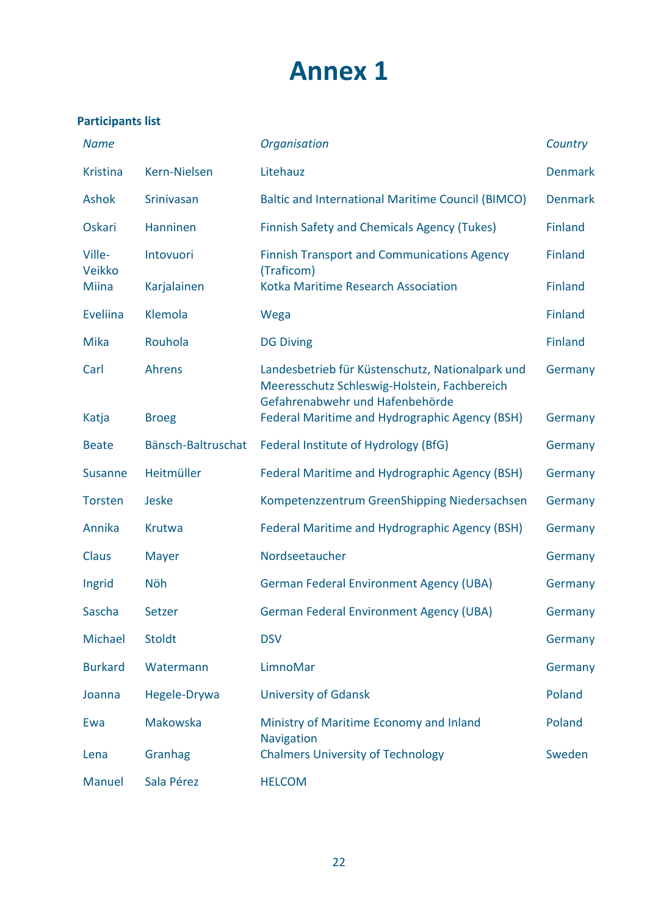# Annex 1

**Participants list**

| *Name* | | *Organisation* | *Country* |
|---|---|---|---|
| Kristina | Kern-Nielsen | Litehauz | Denmark |
| Ashok | Srinivasan | Baltic and International Maritime Council (BIMCO) | Denmark |
| Oskari | Hanninen | Finnish Safety and Chemicals Agency (Tukes) | Finland |
| Ville-Veikko | Intovuori | Finnish Transport and Communications Agency (Traficom) | Finland |
| Miina | Karjalainen | Kotka Maritime Research Association | Finland |
| Eveliina | Klemola | Wega | Finland |
| Mika | Rouhola | DG Diving | Finland |
| Carl | Ahrens | Landesbetrieb für Küstenschutz, Nationalpark und Meeresschutz Schleswig-Holstein, Fachbereich Gefahrenabwehr und Hafenbehörde | Germany |
| Katja | Broeg | Federal Maritime and Hydrographic Agency (BSH) | Germany |
| Beate | Bänsch-Baltruschat | Federal Institute of Hydrology (BfG) | Germany |
| Susanne | Heitmüller | Federal Maritime and Hydrographic Agency (BSH) | Germany |
| Torsten | Jeske | Kompetenzzentrum GreenShipping Niedersachsen | Germany |
| Annika | Krutwa | Federal Maritime and Hydrographic Agency (BSH) | Germany |
| Claus | Mayer | Nordseetaucher | Germany |
| Ingrid | Nöh | German Federal Environment Agency (UBA) | Germany |
| Sascha | Setzer | German Federal Environment Agency (UBA) | Germany |
| Michael | Stoldt | DSV | Germany |
| Burkard | Watermann | LimnoMar | Germany |
| Joanna | Hegele-Drywa | University of Gdansk | Poland |
| Ewa | Makowska | Ministry of Maritime Economy and Inland Navigation | Poland |
| Lena | Granhag | Chalmers University of Technology | Sweden |
| Manuel | Sala Pérez | HELCOM | |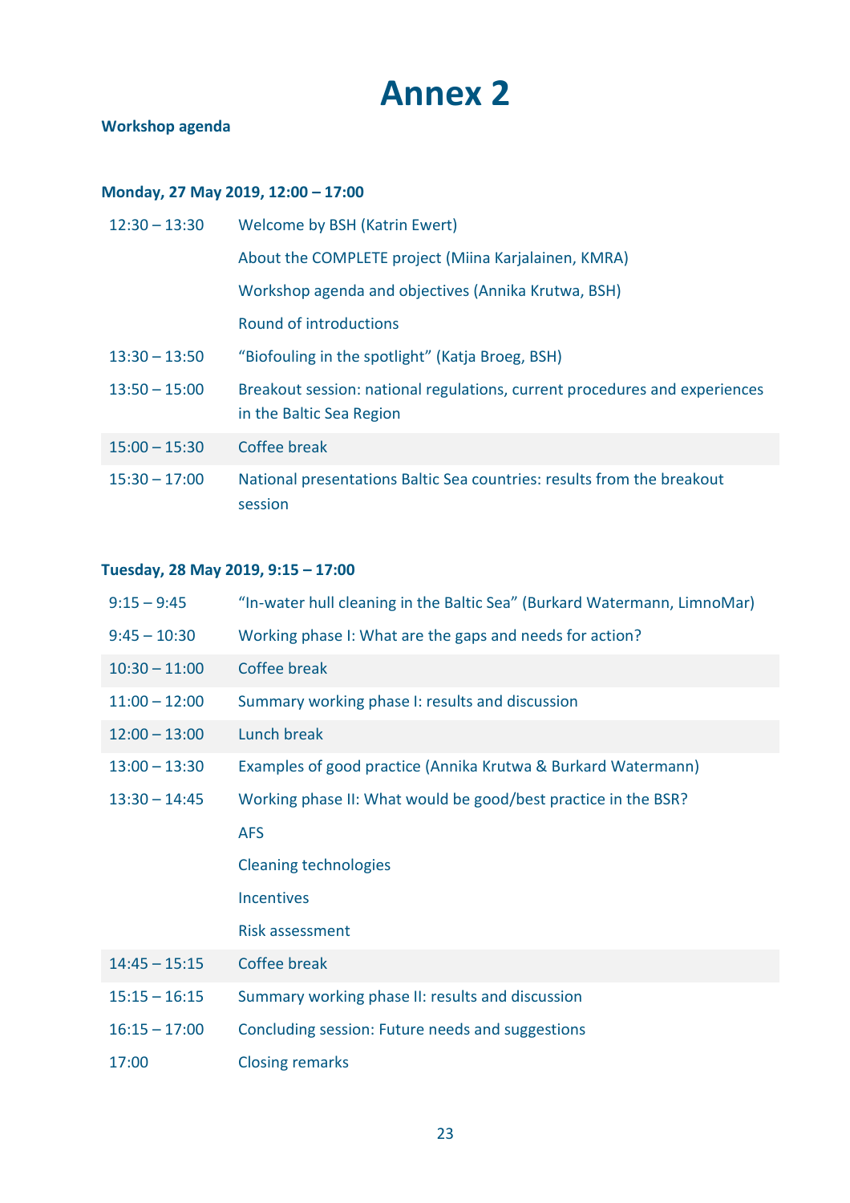# Annex 2

**Workshop agenda**

**Monday, 27 May 2019, 12:00 – 17:00**

| | |
|---|---|
| 12:30 – 13:30 | Welcome by BSH (Katrin Ewert) |
| | About the COMPLETE project (Miina Karjalainen, KMRA) |
| | Workshop agenda and objectives (Annika Krutwa, BSH) |
| | Round of introductions |
| 13:30 – 13:50 | "Biofouling in the spotlight" (Katja Broeg, BSH) |
| 13:50 – 15:00 | Breakout session: national regulations, current procedures and experiences in the Baltic Sea Region |
| 15:00 – 15:30 | Coffee break |
| 15:30 – 17:00 | National presentations Baltic Sea countries: results from the breakout session |

**Tuesday, 28 May 2019, 9:15 – 17:00**

| | |
|---|---|
| 9:15 – 9:45 | "In-water hull cleaning in the Baltic Sea" (Burkard Watermann, LimnoMar) |
| 9:45 – 10:30 | Working phase I: What are the gaps and needs for action? |
| 10:30 – 11:00 | Coffee break |
| 11:00 – 12:00 | Summary working phase I: results and discussion |
| 12:00 – 13:00 | Lunch break |
| 13:00 – 13:30 | Examples of good practice (Annika Krutwa & Burkard Watermann) |
| 13:30 – 14:45 | Working phase II: What would be good/best practice in the BSR? |
| | AFS |
| | Cleaning technologies |
| | Incentives |
| | Risk assessment |
| 14:45 – 15:15 | Coffee break |
| 15:15 – 16:15 | Summary working phase II: results and discussion |
| 16:15 – 17:00 | Concluding session: Future needs and suggestions |
| 17:00 | Closing remarks |